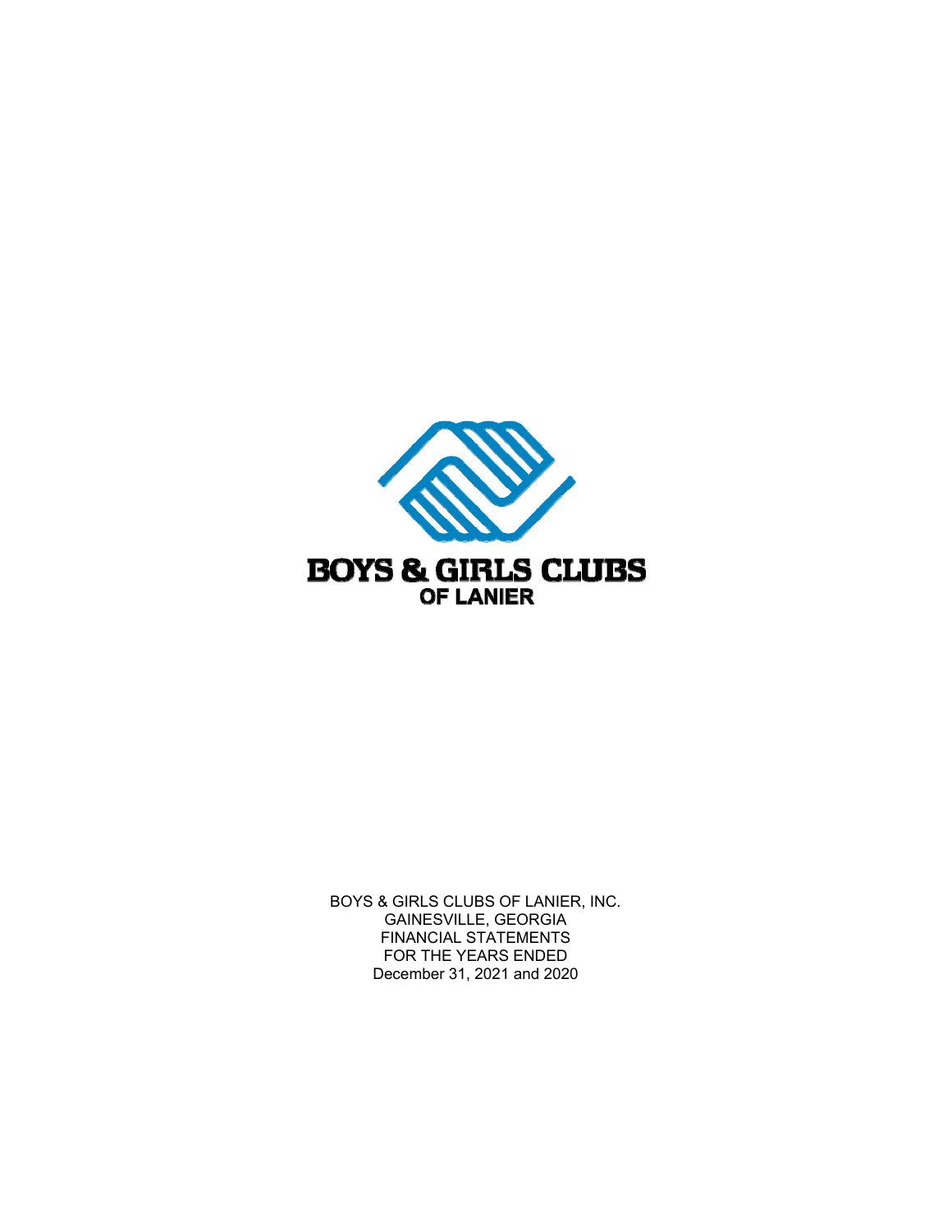BOYS & GIRLS CLUBS
OF LANIER

BOYS & GIRLS CLUBS OF LANIER, INC.
GAINESVILLE, GEORGIA
FINANCIAL STATEMENTS
FOR THE YEARS ENDED
December 31, 2021 and 2020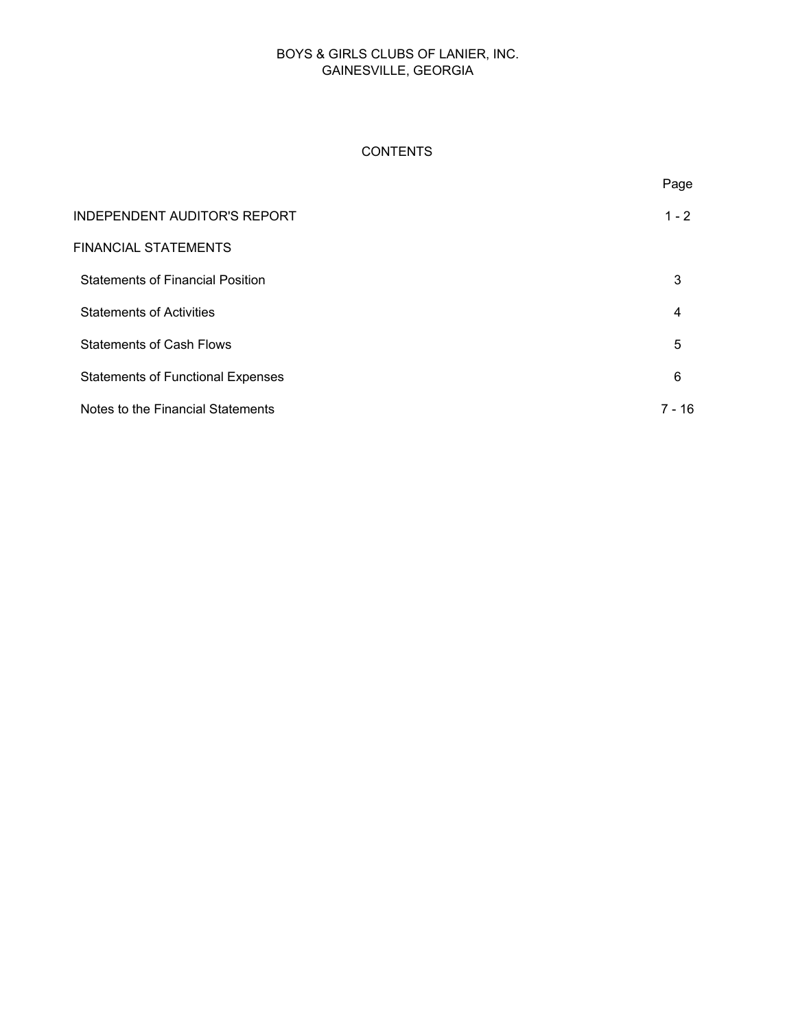BOYS & GIRLS CLUBS OF LANIER, INC.
GAINESVILLE, GEORGIA

# CONTENTS

| | Page |
|---|---|
| INDEPENDENT AUDITOR'S REPORT | 1 - 2 |
| FINANCIAL STATEMENTS | |
| Statements of Financial Position | 3 |
| Statements of Activities | 4 |
| Statements of Cash Flows | 5 |
| Statements of Functional Expenses | 6 |
| Notes to the Financial Statements | 7 - 16 |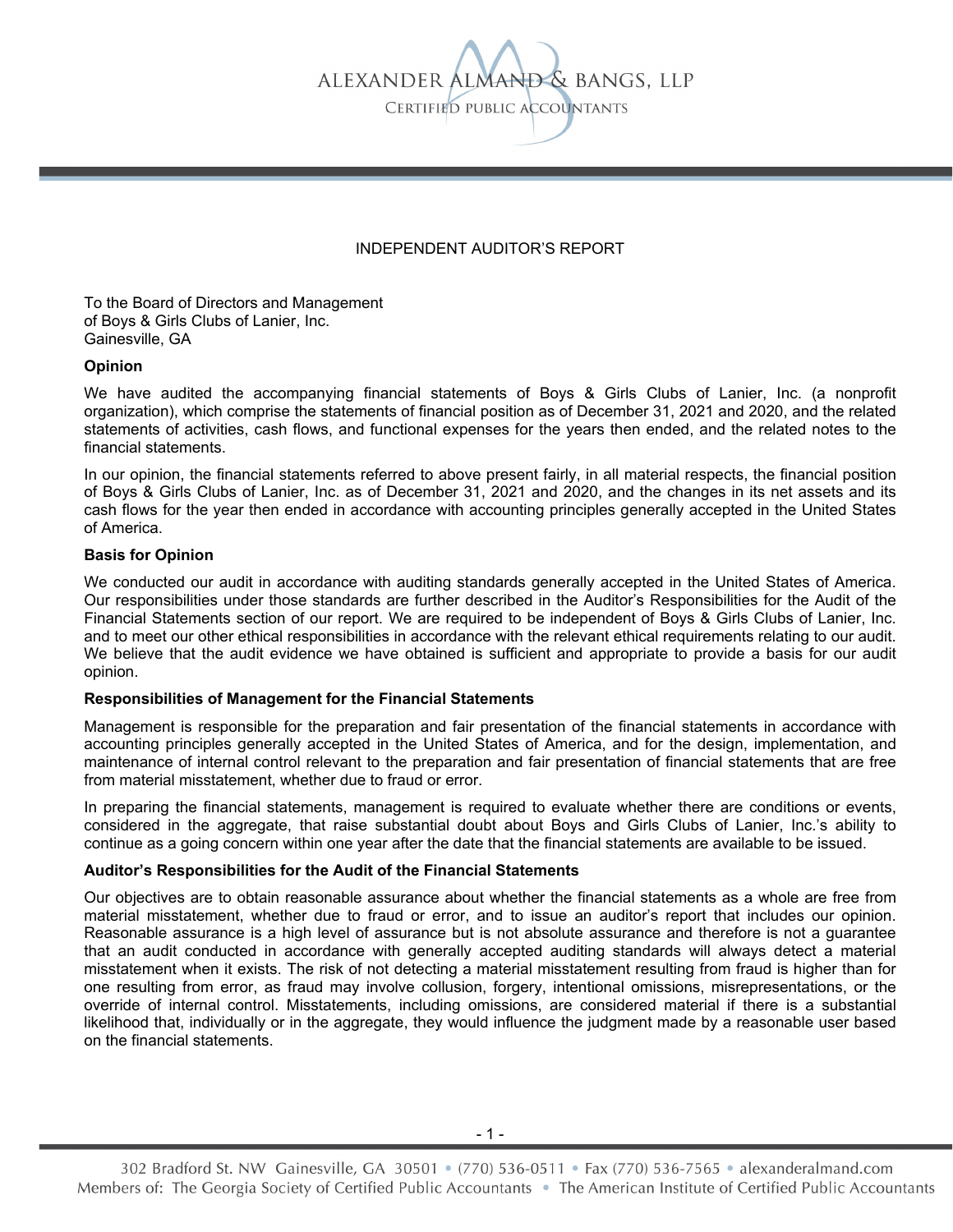ALEXANDER ALMAND & BANGS, LLP

CERTIFIED PUBLIC ACCOUNTANTS

# INDEPENDENT AUDITOR'S REPORT

To the Board of Directors and Management
of Boys & Girls Clubs of Lanier, Inc.
Gainesville, GA

**Opinion**

We have audited the accompanying financial statements of Boys & Girls Clubs of Lanier, Inc. (a nonprofit organization), which comprise the statements of financial position as of December 31, 2021 and 2020, and the related statements of activities, cash flows, and functional expenses for the years then ended, and the related notes to the financial statements.

In our opinion, the financial statements referred to above present fairly, in all material respects, the financial position of Boys & Girls Clubs of Lanier, Inc. as of December 31, 2021 and 2020, and the changes in its net assets and its cash flows for the year then ended in accordance with accounting principles generally accepted in the United States of America.

**Basis for Opinion**

We conducted our audit in accordance with auditing standards generally accepted in the United States of America. Our responsibilities under those standards are further described in the Auditor's Responsibilities for the Audit of the Financial Statements section of our report. We are required to be independent of Boys & Girls Clubs of Lanier, Inc. and to meet our other ethical responsibilities in accordance with the relevant ethical requirements relating to our audit. We believe that the audit evidence we have obtained is sufficient and appropriate to provide a basis for our audit opinion.

**Responsibilities of Management for the Financial Statements**

Management is responsible for the preparation and fair presentation of the financial statements in accordance with accounting principles generally accepted in the United States of America, and for the design, implementation, and maintenance of internal control relevant to the preparation and fair presentation of financial statements that are free from material misstatement, whether due to fraud or error.

In preparing the financial statements, management is required to evaluate whether there are conditions or events, considered in the aggregate, that raise substantial doubt about Boys and Girls Clubs of Lanier, Inc.'s ability to continue as a going concern within one year after the date that the financial statements are available to be issued.

**Auditor's Responsibilities for the Audit of the Financial Statements**

Our objectives are to obtain reasonable assurance about whether the financial statements as a whole are free from material misstatement, whether due to fraud or error, and to issue an auditor's report that includes our opinion. Reasonable assurance is a high level of assurance but is not absolute assurance and therefore is not a guarantee that an audit conducted in accordance with generally accepted auditing standards will always detect a material misstatement when it exists. The risk of not detecting a material misstatement resulting from fraud is higher than for one resulting from error, as fraud may involve collusion, forgery, intentional omissions, misrepresentations, or the override of internal control. Misstatements, including omissions, are considered material if there is a substantial likelihood that, individually or in the aggregate, they would influence the judgment made by a reasonable user based on the financial statements.

302 Bradford St. NW Gainesville, GA 30501 • (770) 536-0511 • Fax (770) 536-7565 • alexanderalmand.com
Members of: The Georgia Society of Certified Public Accountants • The American Institute of Certified Public Accountants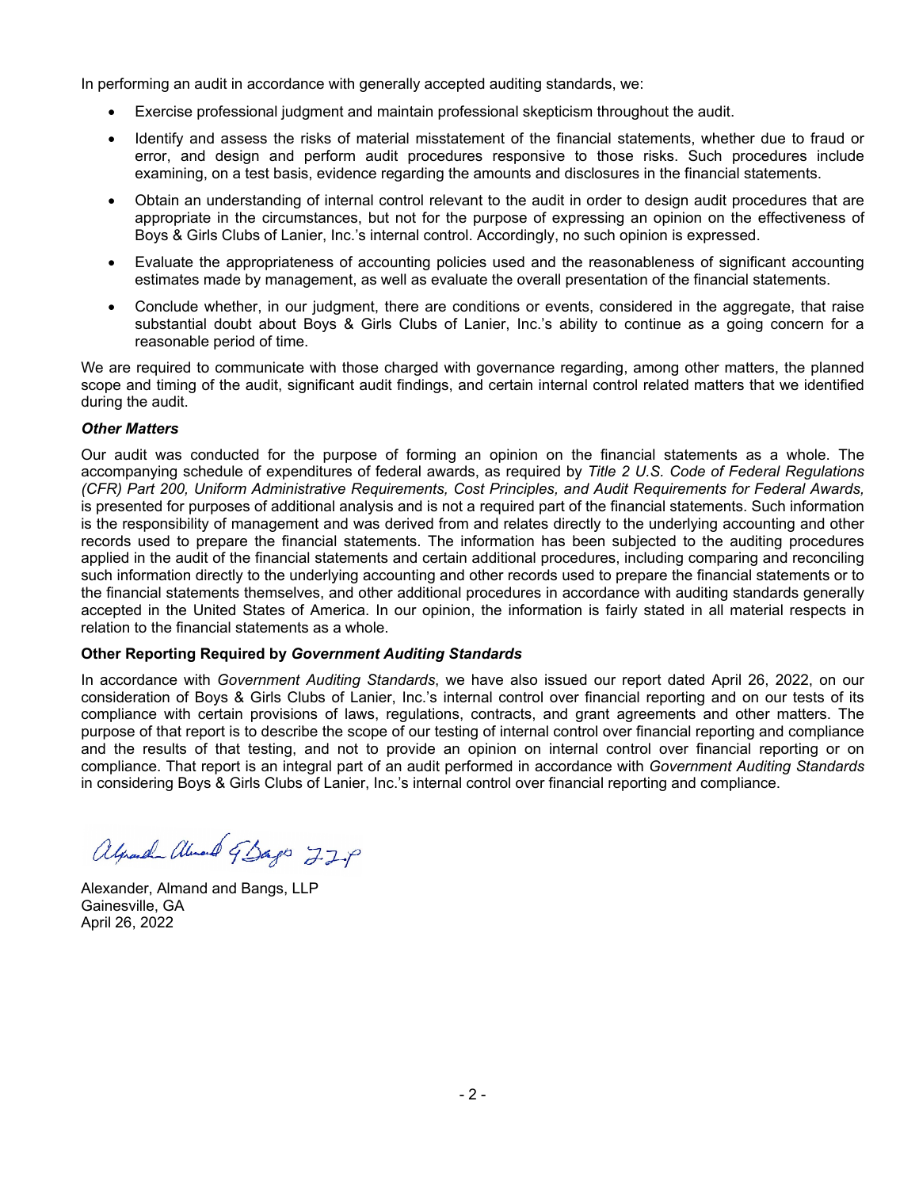In performing an audit in accordance with generally accepted auditing standards, we:

- Exercise professional judgment and maintain professional skepticism throughout the audit.
- Identify and assess the risks of material misstatement of the financial statements, whether due to fraud or error, and design and perform audit procedures responsive to those risks. Such procedures include examining, on a test basis, evidence regarding the amounts and disclosures in the financial statements.
- Obtain an understanding of internal control relevant to the audit in order to design audit procedures that are appropriate in the circumstances, but not for the purpose of expressing an opinion on the effectiveness of Boys & Girls Clubs of Lanier, Inc.'s internal control. Accordingly, no such opinion is expressed.
- Evaluate the appropriateness of accounting policies used and the reasonableness of significant accounting estimates made by management, as well as evaluate the overall presentation of the financial statements.
- Conclude whether, in our judgment, there are conditions or events, considered in the aggregate, that raise substantial doubt about Boys & Girls Clubs of Lanier, Inc.'s ability to continue as a going concern for a reasonable period of time.

We are required to communicate with those charged with governance regarding, among other matters, the planned scope and timing of the audit, significant audit findings, and certain internal control related matters that we identified during the audit.

***Other Matters***

Our audit was conducted for the purpose of forming an opinion on the financial statements as a whole. The accompanying schedule of expenditures of federal awards, as required by *Title 2 U.S. Code of Federal Regulations (CFR) Part 200, Uniform Administrative Requirements, Cost Principles, and Audit Requirements for Federal Awards,* is presented for purposes of additional analysis and is not a required part of the financial statements. Such information is the responsibility of management and was derived from and relates directly to the underlying accounting and other records used to prepare the financial statements. The information has been subjected to the auditing procedures applied in the audit of the financial statements and certain additional procedures, including comparing and reconciling such information directly to the underlying accounting and other records used to prepare the financial statements or to the financial statements themselves, and other additional procedures in accordance with auditing standards generally accepted in the United States of America. In our opinion, the information is fairly stated in all material respects in relation to the financial statements as a whole.

**Other Reporting Required by *Government Auditing Standards***

In accordance with *Government Auditing Standards*, we have also issued our report dated April 26, 2022, on our consideration of Boys & Girls Clubs of Lanier, Inc.'s internal control over financial reporting and on our tests of its compliance with certain provisions of laws, regulations, contracts, and grant agreements and other matters. The purpose of that report is to describe the scope of our testing of internal control over financial reporting and compliance and the results of that testing, and not to provide an opinion on internal control over financial reporting or on compliance. That report is an integral part of an audit performed in accordance with *Government Auditing Standards* in considering Boys & Girls Clubs of Lanier, Inc.'s internal control over financial reporting and compliance.

Alexander, Almand and Bangs, LLP

Alexander, Almand and Bangs, LLP
Gainesville, GA
April 26, 2022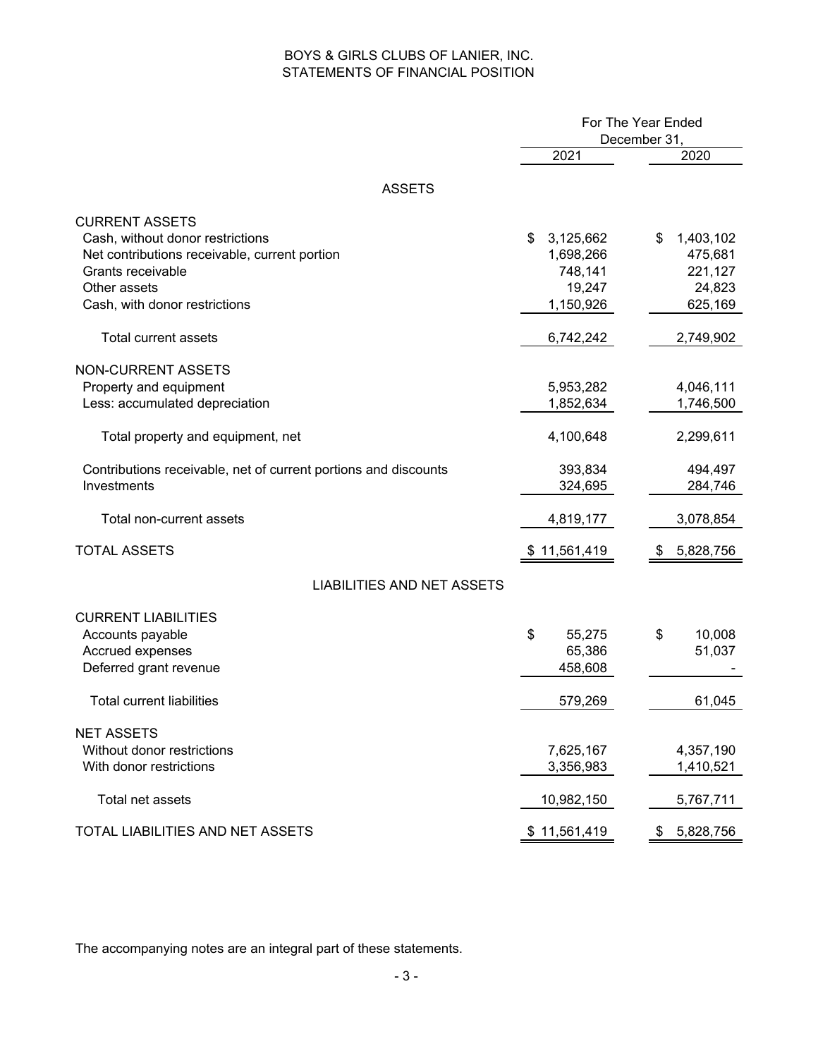# BOYS & GIRLS CLUBS OF LANIER, INC.
## STATEMENTS OF FINANCIAL POSITION

| | For The Year Ended December 31, | |
|---|---|---|
| | 2021 | 2020 |
| **ASSETS** | | |
| CURRENT ASSETS | | |
| Cash, without donor restrictions | $ 3,125,662 | $ 1,403,102 |
| Net contributions receivable, current portion | 1,698,266 | 475,681 |
| Grants receivable | 748,141 | 221,127 |
| Other assets | 19,247 | 24,823 |
| Cash, with donor restrictions | 1,150,926 | 625,169 |
| Total current assets | 6,742,242 | 2,749,902 |
| NON-CURRENT ASSETS | | |
| Property and equipment | 5,953,282 | 4,046,111 |
| Less: accumulated depreciation | 1,852,634 | 1,746,500 |
| Total property and equipment, net | 4,100,648 | 2,299,611 |
| Contributions receivable, net of current portions and discounts | 393,834 | 494,497 |
| Investments | 324,695 | 284,746 |
| Total non-current assets | 4,819,177 | 3,078,854 |
| TOTAL ASSETS | $ 11,561,419 | $ 5,828,756 |
| **LIABILITIES AND NET ASSETS** | | |
| CURRENT LIABILITIES | | |
| Accounts payable | $ 55,275 | $ 10,008 |
| Accrued expenses | 65,386 | 51,037 |
| Deferred grant revenue | 458,608 | - |
| Total current liabilities | 579,269 | 61,045 |
| NET ASSETS | | |
| Without donor restrictions | 7,625,167 | 4,357,190 |
| With donor restrictions | 3,356,983 | 1,410,521 |
| Total net assets | 10,982,150 | 5,767,711 |
| TOTAL LIABILITIES AND NET ASSETS | $ 11,561,419 | $ 5,828,756 |

The accompanying notes are an integral part of these statements.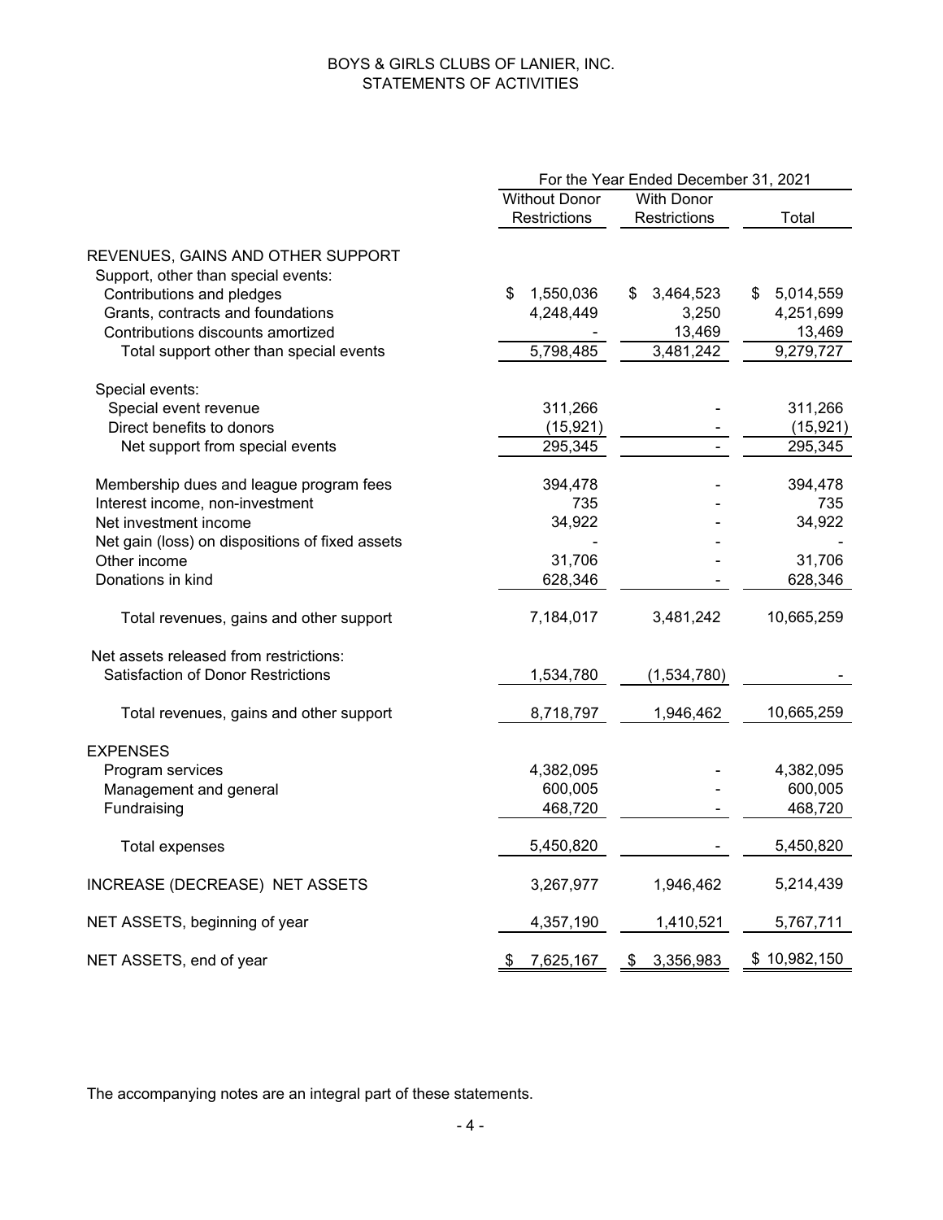# BOYS & GIRLS CLUBS OF LANIER, INC.
## STATEMENTS OF ACTIVITIES

| | For the Year Ended December 31, 2021 | | |
|---|---|---|---|
| | Without Donor Restrictions | With Donor Restrictions | Total |
| REVENUES, GAINS AND OTHER SUPPORT | | | |
| Support, other than special events: | | | |
| Contributions and pledges | $ 1,550,036 | $ 3,464,523 | $ 5,014,559 |
| Grants, contracts and foundations | 4,248,449 | 3,250 | 4,251,699 |
| Contributions discounts amortized | - | 13,469 | 13,469 |
| Total support other than special events | 5,798,485 | 3,481,242 | 9,279,727 |
| Special events: | | | |
| Special event revenue | 311,266 | - | 311,266 |
| Direct benefits to donors | (15,921) | - | (15,921) |
| Net support from special events | 295,345 | - | 295,345 |
| Membership dues and league program fees | 394,478 | - | 394,478 |
| Interest income, non-investment | 735 | - | 735 |
| Net investment income | 34,922 | - | 34,922 |
| Net gain (loss) on dispositions of fixed assets | - | - | - |
| Other income | 31,706 | - | 31,706 |
| Donations in kind | 628,346 | - | 628,346 |
| Total revenues, gains and other support | 7,184,017 | 3,481,242 | 10,665,259 |
| Net assets released from restrictions: | | | |
| Satisfaction of Donor Restrictions | 1,534,780 | (1,534,780) | - |
| Total revenues, gains and other support | 8,718,797 | 1,946,462 | 10,665,259 |
| EXPENSES | | | |
| Program services | 4,382,095 | - | 4,382,095 |
| Management and general | 600,005 | - | 600,005 |
| Fundraising | 468,720 | - | 468,720 |
| Total expenses | 5,450,820 | - | 5,450,820 |
| INCREASE (DECREASE) NET ASSETS | 3,267,977 | 1,946,462 | 5,214,439 |
| NET ASSETS, beginning of year | 4,357,190 | 1,410,521 | 5,767,711 |
| NET ASSETS, end of year | $ 7,625,167 | $ 3,356,983 | $ 10,982,150 |

The accompanying notes are an integral part of these statements.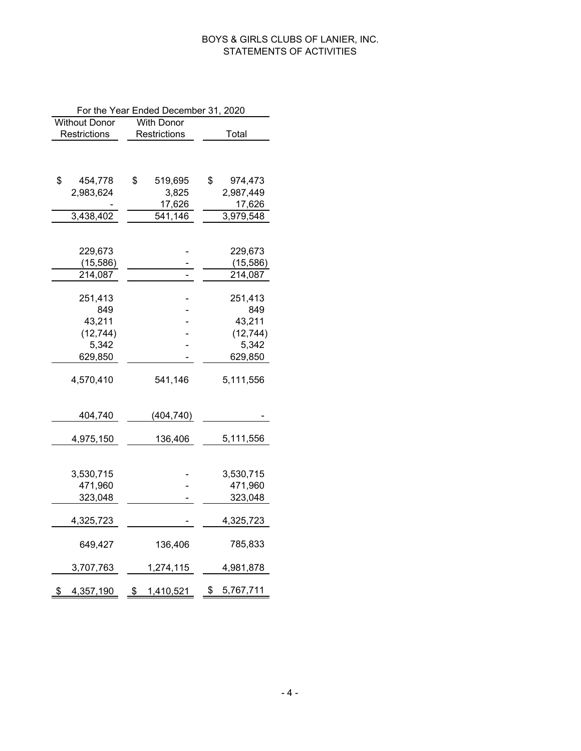# BOYS & GIRLS CLUBS OF LANIER, INC.
## STATEMENTS OF ACTIVITIES

| For the Year Ended December 31, 2020 | | |
|---|---|---|
| Without Donor Restrictions | With Donor Restrictions | Total |
| | | |
| $ 454,778 | $ 519,695 | $ 974,473 |
| 2,983,624 | 3,825 | 2,987,449 |
| - | 17,626 | 17,626 |
| 3,438,402 | 541,146 | 3,979,548 |
| | | |
| 229,673 | - | 229,673 |
| (15,586) | - | (15,586) |
| 214,087 | - | 214,087 |
| | | |
| 251,413 | - | 251,413 |
| 849 | - | 849 |
| 43,211 | - | 43,211 |
| (12,744) | - | (12,744) |
| 5,342 | - | 5,342 |
| 629,850 | - | 629,850 |
| | | |
| 4,570,410 | 541,146 | 5,111,556 |
| | | |
| 404,740 | (404,740) | - |
| | | |
| 4,975,150 | 136,406 | 5,111,556 |
| | | |
| 3,530,715 | - | 3,530,715 |
| 471,960 | - | 471,960 |
| 323,048 | - | 323,048 |
| | | |
| 4,325,723 | - | 4,325,723 |
| | | |
| 649,427 | 136,406 | 785,833 |
| | | |
| 3,707,763 | 1,274,115 | 4,981,878 |
| | | |
| $ 4,357,190 | $ 1,410,521 | $ 5,767,711 |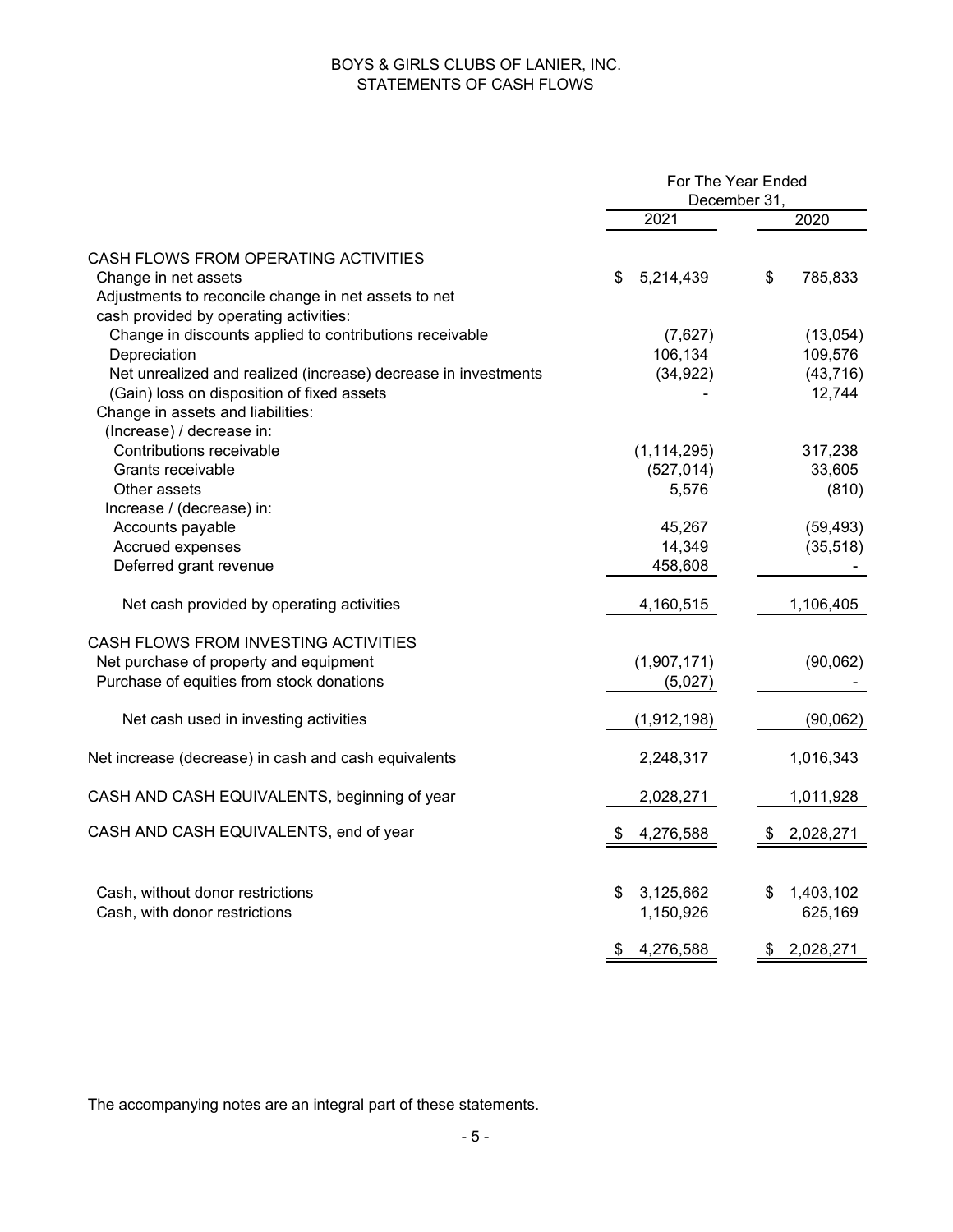# BOYS & GIRLS CLUBS OF LANIER, INC.
## STATEMENTS OF CASH FLOWS

| | For The Year Ended December 31, | |
|---|---|---|
| | 2021 | 2020 |
| **CASH FLOWS FROM OPERATING ACTIVITIES** | | |
| Change in net assets | $ 5,214,439 | $ 785,833 |
| Adjustments to reconcile change in net assets to net cash provided by operating activities: | | |
| Change in discounts applied to contributions receivable | (7,627) | (13,054) |
| Depreciation | 106,134 | 109,576 |
| Net unrealized and realized (increase) decrease in investments | (34,922) | (43,716) |
| (Gain) loss on disposition of fixed assets | - | 12,744 |
| Change in assets and liabilities: | | |
| (Increase) / decrease in: | | |
| Contributions receivable | (1,114,295) | 317,238 |
| Grants receivable | (527,014) | 33,605 |
| Other assets | 5,576 | (810) |
| Increase / (decrease) in: | | |
| Accounts payable | 45,267 | (59,493) |
| Accrued expenses | 14,349 | (35,518) |
| Deferred grant revenue | 458,608 | - |
| Net cash provided by operating activities | 4,160,515 | 1,106,405 |
| **CASH FLOWS FROM INVESTING ACTIVITIES** | | |
| Net purchase of property and equipment | (1,907,171) | (90,062) |
| Purchase of equities from stock donations | (5,027) | - |
| Net cash used in investing activities | (1,912,198) | (90,062) |
| Net increase (decrease) in cash and cash equivalents | 2,248,317 | 1,016,343 |
| CASH AND CASH EQUIVALENTS, beginning of year | 2,028,271 | 1,011,928 |
| CASH AND CASH EQUIVALENTS, end of year | $ 4,276,588 | $ 2,028,271 |
| Cash, without donor restrictions | $ 3,125,662 | $ 1,403,102 |
| Cash, with donor restrictions | 1,150,926 | 625,169 |
| | $ 4,276,588 | $ 2,028,271 |

The accompanying notes are an integral part of these statements.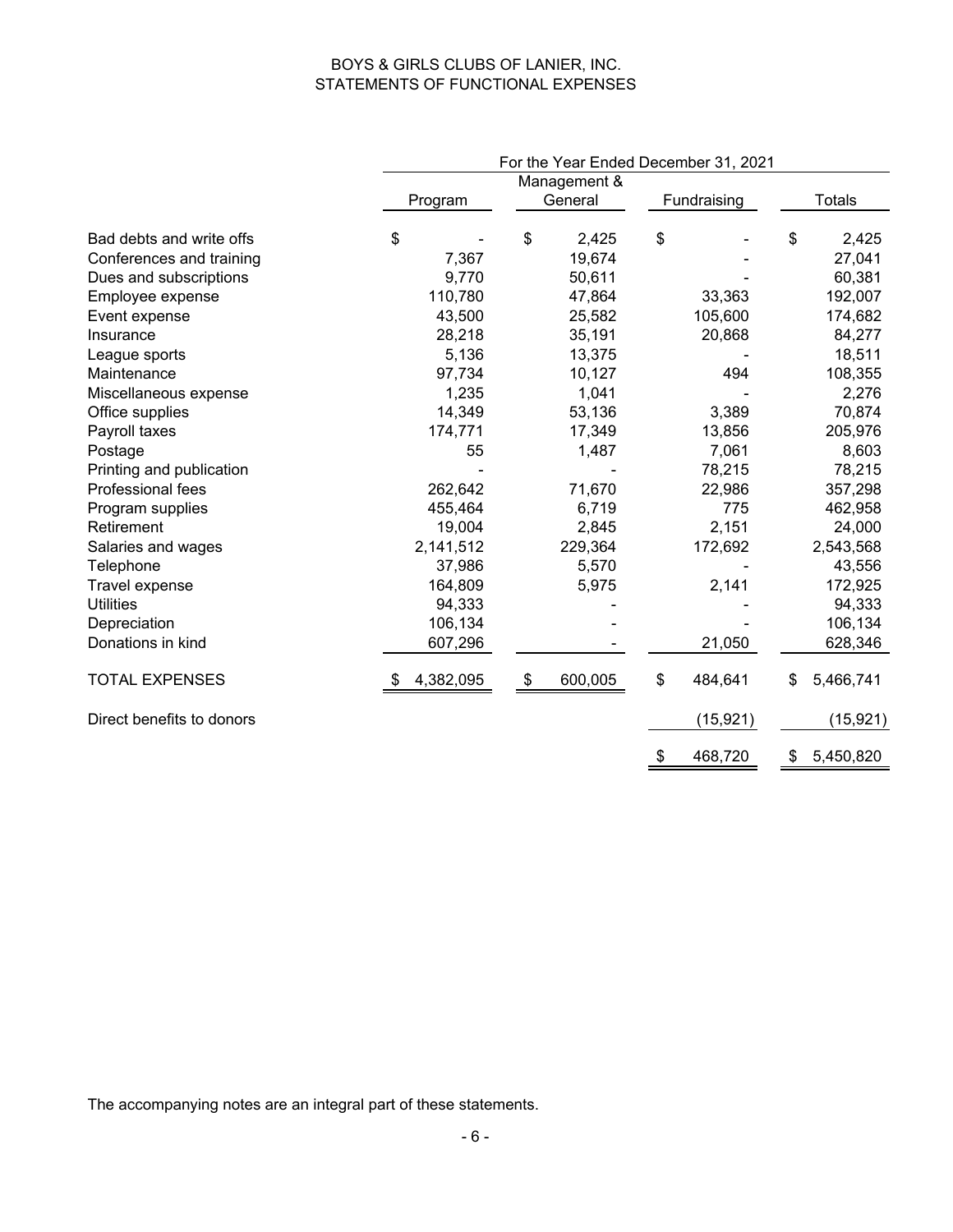# BOYS & GIRLS CLUBS OF LANIER, INC.
## STATEMENTS OF FUNCTIONAL EXPENSES

| | For the Year Ended December 31, 2021 | | | |
|---|---|---|---|---|
| | Program | Management & General | Fundraising | Totals |
| Bad debts and write offs | $ - | $ 2,425 | $ - | $ 2,425 |
| Conferences and training | 7,367 | 19,674 | - | 27,041 |
| Dues and subscriptions | 9,770 | 50,611 | - | 60,381 |
| Employee expense | 110,780 | 47,864 | 33,363 | 192,007 |
| Event expense | 43,500 | 25,582 | 105,600 | 174,682 |
| Insurance | 28,218 | 35,191 | 20,868 | 84,277 |
| League sports | 5,136 | 13,375 | - | 18,511 |
| Maintenance | 97,734 | 10,127 | 494 | 108,355 |
| Miscellaneous expense | 1,235 | 1,041 | - | 2,276 |
| Office supplies | 14,349 | 53,136 | 3,389 | 70,874 |
| Payroll taxes | 174,771 | 17,349 | 13,856 | 205,976 |
| Postage | 55 | 1,487 | 7,061 | 8,603 |
| Printing and publication | - | - | 78,215 | 78,215 |
| Professional fees | 262,642 | 71,670 | 22,986 | 357,298 |
| Program supplies | 455,464 | 6,719 | 775 | 462,958 |
| Retirement | 19,004 | 2,845 | 2,151 | 24,000 |
| Salaries and wages | 2,141,512 | 229,364 | 172,692 | 2,543,568 |
| Telephone | 37,986 | 5,570 | - | 43,556 |
| Travel expense | 164,809 | 5,975 | 2,141 | 172,925 |
| Utilities | 94,333 | - | - | 94,333 |
| Depreciation | 106,134 | - | - | 106,134 |
| Donations in kind | 607,296 | - | 21,050 | 628,346 |
| TOTAL EXPENSES | $ 4,382,095 | $ 600,005 | $ 484,641 | $ 5,466,741 |
| Direct benefits to donors | | | (15,921) | (15,921) |
| | | | $ 468,720 | $ 5,450,820 |

The accompanying notes are an integral part of these statements.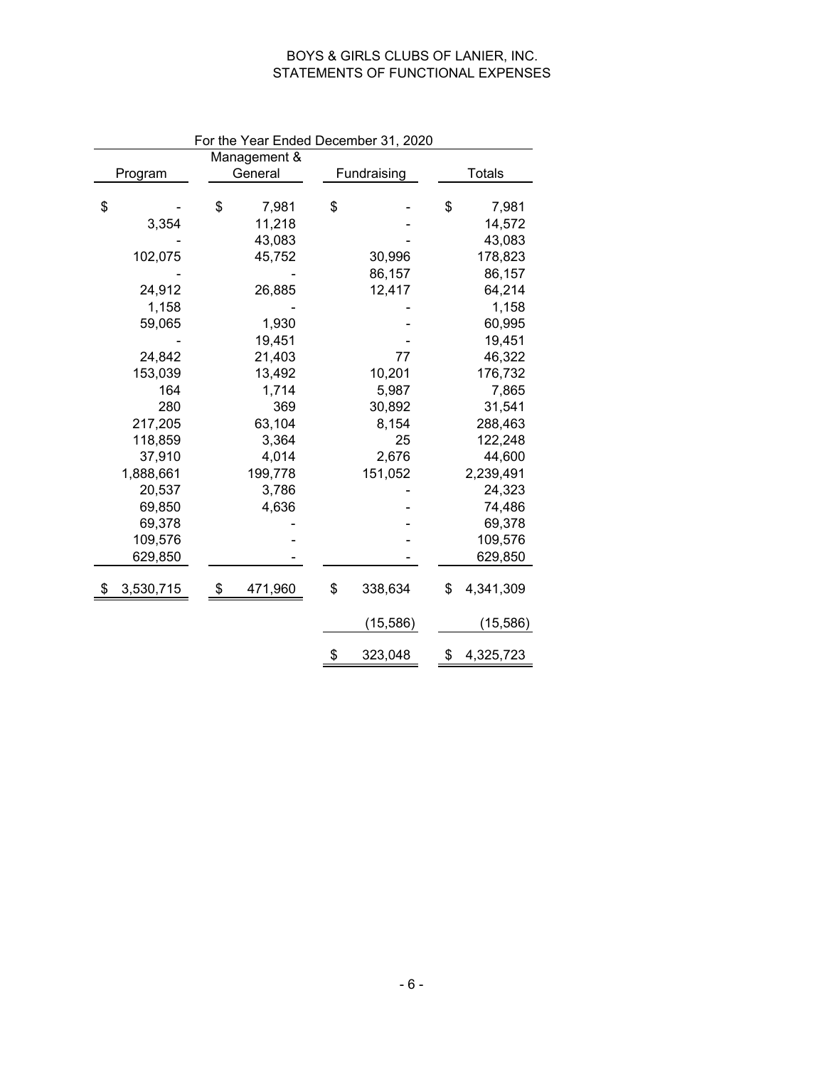BOYS & GIRLS CLUBS OF LANIER, INC.
STATEMENTS OF FUNCTIONAL EXPENSES

| For the Year Ended December 31, 2020 | | | |
|---|---|---|---|
| Program | Management & General | Fundraising | Totals |
| $ - | $ 7,981 | $ - | $ 7,981 |
| 3,354 | 11,218 | - | 14,572 |
| - | 43,083 | - | 43,083 |
| 102,075 | 45,752 | 30,996 | 178,823 |
| - | - | 86,157 | 86,157 |
| 24,912 | 26,885 | 12,417 | 64,214 |
| 1,158 | - | - | 1,158 |
| 59,065 | 1,930 | - | 60,995 |
| - | 19,451 | - | 19,451 |
| 24,842 | 21,403 | 77 | 46,322 |
| 153,039 | 13,492 | 10,201 | 176,732 |
| 164 | 1,714 | 5,987 | 7,865 |
| 280 | 369 | 30,892 | 31,541 |
| 217,205 | 63,104 | 8,154 | 288,463 |
| 118,859 | 3,364 | 25 | 122,248 |
| 37,910 | 4,014 | 2,676 | 44,600 |
| 1,888,661 | 199,778 | 151,052 | 2,239,491 |
| 20,537 | 3,786 | - | 24,323 |
| 69,850 | 4,636 | - | 74,486 |
| 69,378 | - | - | 69,378 |
| 109,576 | - | - | 109,576 |
| 629,850 | - | - | 629,850 |
| $ 3,530,715 | $ 471,960 | $ 338,634 | $ 4,341,309 |
| | | (15,586) | (15,586) |
| | | $ 323,048 | $ 4,325,723 |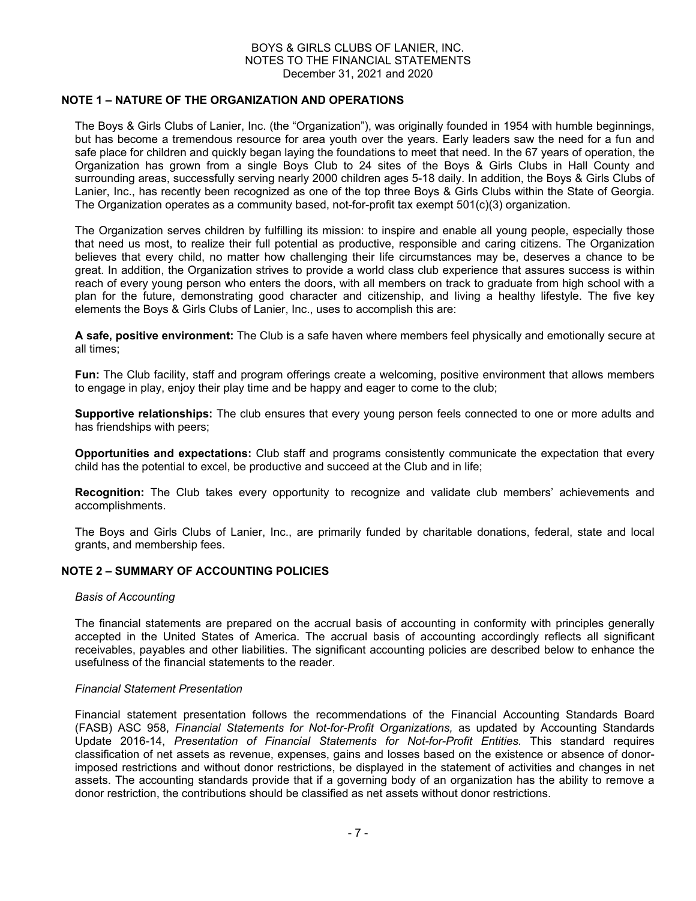## NOTE 1 – NATURE OF THE ORGANIZATION AND OPERATIONS

The Boys & Girls Clubs of Lanier, Inc. (the "Organization"), was originally founded in 1954 with humble beginnings, but has become a tremendous resource for area youth over the years. Early leaders saw the need for a fun and safe place for children and quickly began laying the foundations to meet that need. In the 67 years of operation, the Organization has grown from a single Boys Club to 24 sites of the Boys & Girls Clubs in Hall County and surrounding areas, successfully serving nearly 2000 children ages 5-18 daily. In addition, the Boys & Girls Clubs of Lanier, Inc., has recently been recognized as one of the top three Boys & Girls Clubs within the State of Georgia. The Organization operates as a community based, not-for-profit tax exempt 501(c)(3) organization.

The Organization serves children by fulfilling its mission: to inspire and enable all young people, especially those that need us most, to realize their full potential as productive, responsible and caring citizens. The Organization believes that every child, no matter how challenging their life circumstances may be, deserves a chance to be great. In addition, the Organization strives to provide a world class club experience that assures success is within reach of every young person who enters the doors, with all members on track to graduate from high school with a plan for the future, demonstrating good character and citizenship, and living a healthy lifestyle. The five key elements the Boys & Girls Clubs of Lanier, Inc., uses to accomplish this are:

**A safe, positive environment:** The Club is a safe haven where members feel physically and emotionally secure at all times;

**Fun:** The Club facility, staff and program offerings create a welcoming, positive environment that allows members to engage in play, enjoy their play time and be happy and eager to come to the club;

**Supportive relationships:** The club ensures that every young person feels connected to one or more adults and has friendships with peers;

**Opportunities and expectations:** Club staff and programs consistently communicate the expectation that every child has the potential to excel, be productive and succeed at the Club and in life;

**Recognition:** The Club takes every opportunity to recognize and validate club members' achievements and accomplishments.

The Boys and Girls Clubs of Lanier, Inc., are primarily funded by charitable donations, federal, state and local grants, and membership fees.

## NOTE 2 – SUMMARY OF ACCOUNTING POLICIES

*Basis of Accounting*

The financial statements are prepared on the accrual basis of accounting in conformity with principles generally accepted in the United States of America. The accrual basis of accounting accordingly reflects all significant receivables, payables and other liabilities. The significant accounting policies are described below to enhance the usefulness of the financial statements to the reader.

*Financial Statement Presentation*

Financial statement presentation follows the recommendations of the Financial Accounting Standards Board (FASB) ASC 958, *Financial Statements for Not-for-Profit Organizations,* as updated by Accounting Standards Update 2016-14, *Presentation of Financial Statements for Not-for-Profit Entities.* This standard requires classification of net assets as revenue, expenses, gains and losses based on the existence or absence of donor-imposed restrictions and without donor restrictions, be displayed in the statement of activities and changes in net assets. The accounting standards provide that if a governing body of an organization has the ability to remove a donor restriction, the contributions should be classified as net assets without donor restrictions.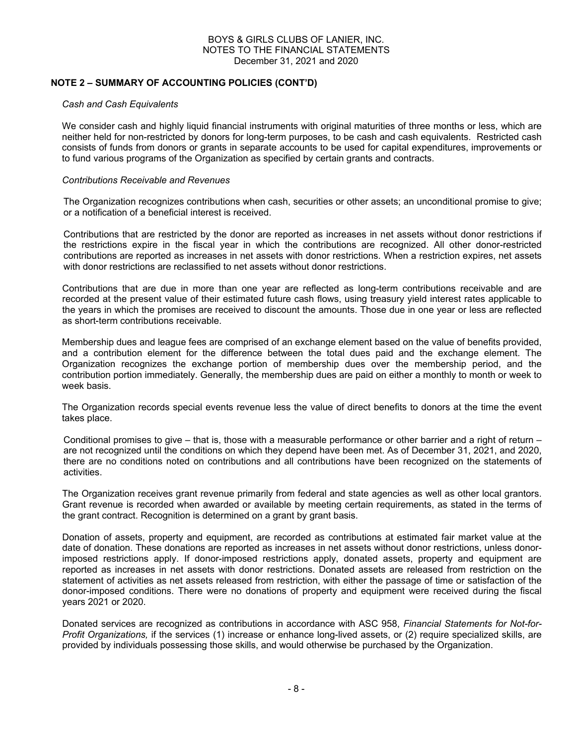## NOTE 2 – SUMMARY OF ACCOUNTING POLICIES (CONT'D)

*Cash and Cash Equivalents*

We consider cash and highly liquid financial instruments with original maturities of three months or less, which are neither held for non-restricted by donors for long-term purposes, to be cash and cash equivalents. Restricted cash consists of funds from donors or grants in separate accounts to be used for capital expenditures, improvements or to fund various programs of the Organization as specified by certain grants and contracts.

*Contributions Receivable and Revenues*

The Organization recognizes contributions when cash, securities or other assets; an unconditional promise to give; or a notification of a beneficial interest is received.

Contributions that are restricted by the donor are reported as increases in net assets without donor restrictions if the restrictions expire in the fiscal year in which the contributions are recognized. All other donor-restricted contributions are reported as increases in net assets with donor restrictions. When a restriction expires, net assets with donor restrictions are reclassified to net assets without donor restrictions.

Contributions that are due in more than one year are reflected as long-term contributions receivable and are recorded at the present value of their estimated future cash flows, using treasury yield interest rates applicable to the years in which the promises are received to discount the amounts. Those due in one year or less are reflected as short-term contributions receivable.

Membership dues and league fees are comprised of an exchange element based on the value of benefits provided, and a contribution element for the difference between the total dues paid and the exchange element. The Organization recognizes the exchange portion of membership dues over the membership period, and the contribution portion immediately. Generally, the membership dues are paid on either a monthly to month or week to week basis.

The Organization records special events revenue less the value of direct benefits to donors at the time the event takes place.

Conditional promises to give – that is, those with a measurable performance or other barrier and a right of return – are not recognized until the conditions on which they depend have been met. As of December 31, 2021, and 2020, there are no conditions noted on contributions and all contributions have been recognized on the statements of activities.

The Organization receives grant revenue primarily from federal and state agencies as well as other local grantors. Grant revenue is recorded when awarded or available by meeting certain requirements, as stated in the terms of the grant contract. Recognition is determined on a grant by grant basis.

Donation of assets, property and equipment, are recorded as contributions at estimated fair market value at the date of donation. These donations are reported as increases in net assets without donor restrictions, unless donor-imposed restrictions apply. If donor-imposed restrictions apply, donated assets, property and equipment are reported as increases in net assets with donor restrictions. Donated assets are released from restriction on the statement of activities as net assets released from restriction, with either the passage of time or satisfaction of the donor-imposed conditions. There were no donations of property and equipment were received during the fiscal years 2021 or 2020.

Donated services are recognized as contributions in accordance with ASC 958, *Financial Statements for Not-for-Profit Organizations,* if the services (1) increase or enhance long-lived assets, or (2) require specialized skills, are provided by individuals possessing those skills, and would otherwise be purchased by the Organization.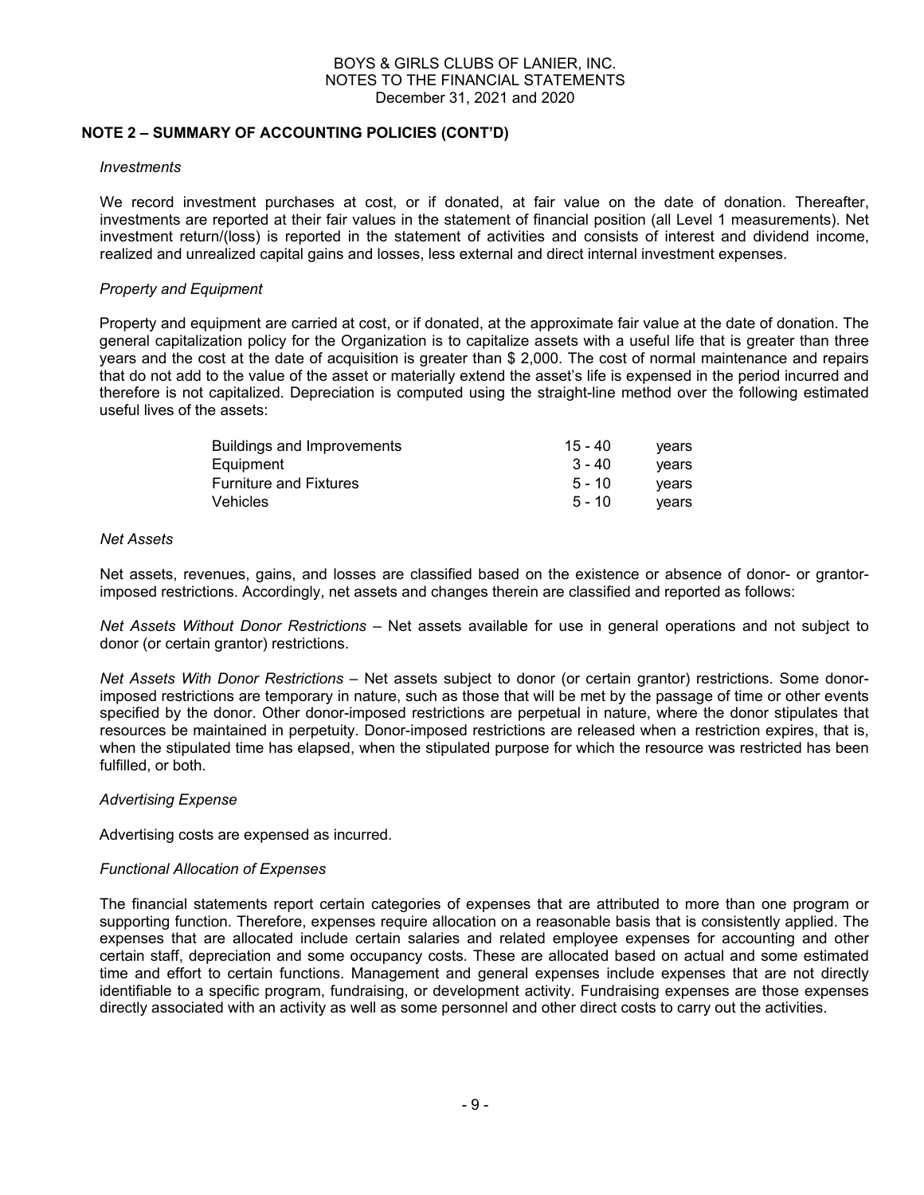## NOTE 2 – SUMMARY OF ACCOUNTING POLICIES (CONT'D)

*Investments*

We record investment purchases at cost, or if donated, at fair value on the date of donation. Thereafter, investments are reported at their fair values in the statement of financial position (all Level 1 measurements). Net investment return/(loss) is reported in the statement of activities and consists of interest and dividend income, realized and unrealized capital gains and losses, less external and direct internal investment expenses.

*Property and Equipment*

Property and equipment are carried at cost, or if donated, at the approximate fair value at the date of donation. The general capitalization policy for the Organization is to capitalize assets with a useful life that is greater than three years and the cost at the date of acquisition is greater than $ 2,000. The cost of normal maintenance and repairs that do not add to the value of the asset or materially extend the asset's life is expensed in the period incurred and therefore is not capitalized. Depreciation is computed using the straight-line method over the following estimated useful lives of the assets:

| | | |
|---|---|---|
| Buildings and Improvements | 15 - 40 | years |
| Equipment | 3 - 40 | years |
| Furniture and Fixtures | 5 - 10 | years |
| Vehicles | 5 - 10 | years |

*Net Assets*

Net assets, revenues, gains, and losses are classified based on the existence or absence of donor- or grantor-imposed restrictions. Accordingly, net assets and changes therein are classified and reported as follows:

*Net Assets Without Donor Restrictions* – Net assets available for use in general operations and not subject to donor (or certain grantor) restrictions.

*Net Assets With Donor Restrictions* – Net assets subject to donor (or certain grantor) restrictions. Some donor-imposed restrictions are temporary in nature, such as those that will be met by the passage of time or other events specified by the donor. Other donor-imposed restrictions are perpetual in nature, where the donor stipulates that resources be maintained in perpetuity. Donor-imposed restrictions are released when a restriction expires, that is, when the stipulated time has elapsed, when the stipulated purpose for which the resource was restricted has been fulfilled, or both.

*Advertising Expense*

Advertising costs are expensed as incurred.

*Functional Allocation of Expenses*

The financial statements report certain categories of expenses that are attributed to more than one program or supporting function. Therefore, expenses require allocation on a reasonable basis that is consistently applied. The expenses that are allocated include certain salaries and related employee expenses for accounting and other certain staff, depreciation and some occupancy costs. These are allocated based on actual and some estimated time and effort to certain functions. Management and general expenses include expenses that are not directly identifiable to a specific program, fundraising, or development activity. Fundraising expenses are those expenses directly associated with an activity as well as some personnel and other direct costs to carry out the activities.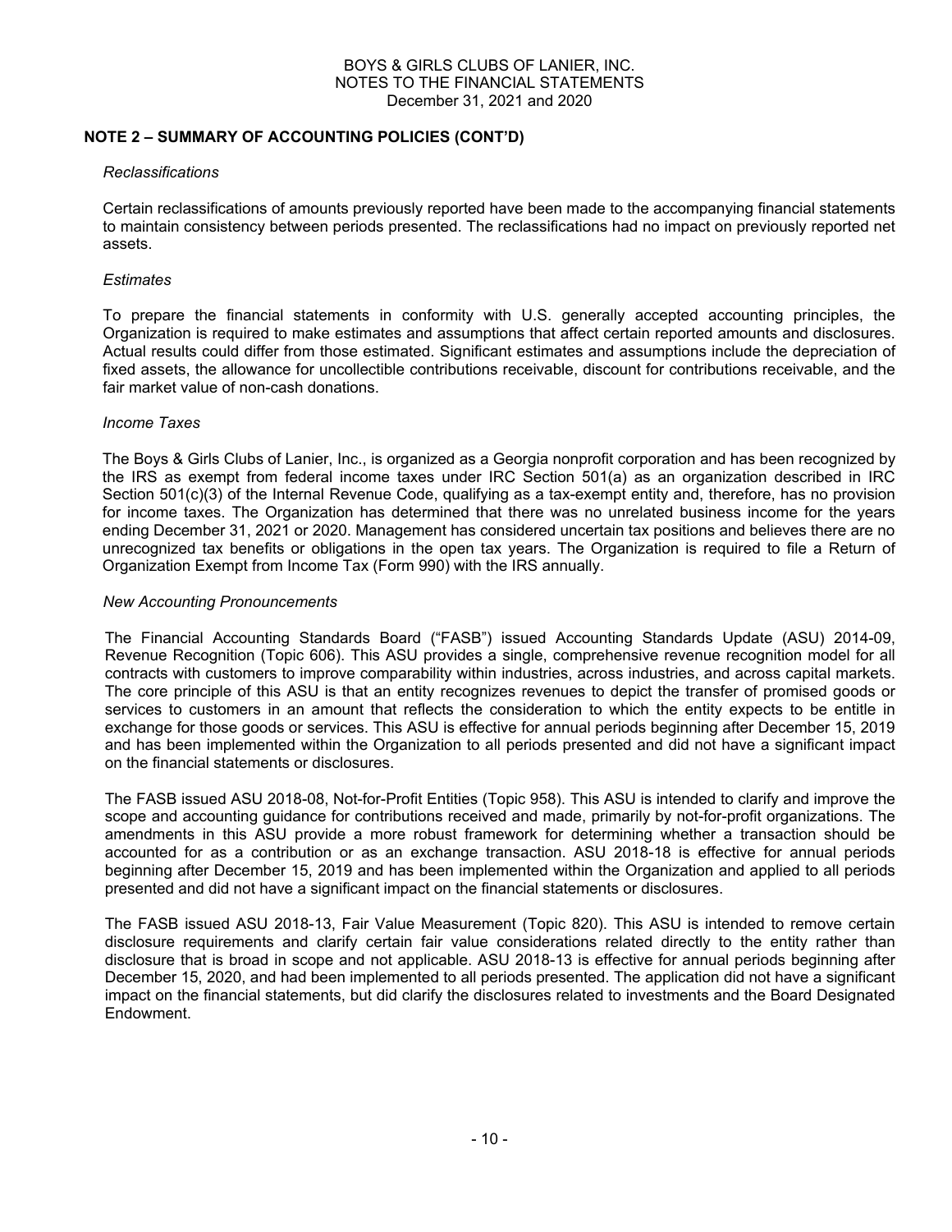## NOTE 2 – SUMMARY OF ACCOUNTING POLICIES (CONT'D)

*Reclassifications*

Certain reclassifications of amounts previously reported have been made to the accompanying financial statements to maintain consistency between periods presented. The reclassifications had no impact on previously reported net assets.

*Estimates*

To prepare the financial statements in conformity with U.S. generally accepted accounting principles, the Organization is required to make estimates and assumptions that affect certain reported amounts and disclosures. Actual results could differ from those estimated. Significant estimates and assumptions include the depreciation of fixed assets, the allowance for uncollectible contributions receivable, discount for contributions receivable, and the fair market value of non-cash donations.

*Income Taxes*

The Boys & Girls Clubs of Lanier, Inc., is organized as a Georgia nonprofit corporation and has been recognized by the IRS as exempt from federal income taxes under IRC Section 501(a) as an organization described in IRC Section 501(c)(3) of the Internal Revenue Code, qualifying as a tax-exempt entity and, therefore, has no provision for income taxes. The Organization has determined that there was no unrelated business income for the years ending December 31, 2021 or 2020. Management has considered uncertain tax positions and believes there are no unrecognized tax benefits or obligations in the open tax years. The Organization is required to file a Return of Organization Exempt from Income Tax (Form 990) with the IRS annually.

*New Accounting Pronouncements*

The Financial Accounting Standards Board ("FASB") issued Accounting Standards Update (ASU) 2014-09, Revenue Recognition (Topic 606). This ASU provides a single, comprehensive revenue recognition model for all contracts with customers to improve comparability within industries, across industries, and across capital markets. The core principle of this ASU is that an entity recognizes revenues to depict the transfer of promised goods or services to customers in an amount that reflects the consideration to which the entity expects to be entitle in exchange for those goods or services. This ASU is effective for annual periods beginning after December 15, 2019 and has been implemented within the Organization to all periods presented and did not have a significant impact on the financial statements or disclosures.

The FASB issued ASU 2018-08, Not-for-Profit Entities (Topic 958). This ASU is intended to clarify and improve the scope and accounting guidance for contributions received and made, primarily by not-for-profit organizations. The amendments in this ASU provide a more robust framework for determining whether a transaction should be accounted for as a contribution or as an exchange transaction. ASU 2018-18 is effective for annual periods beginning after December 15, 2019 and has been implemented within the Organization and applied to all periods presented and did not have a significant impact on the financial statements or disclosures.

The FASB issued ASU 2018-13, Fair Value Measurement (Topic 820). This ASU is intended to remove certain disclosure requirements and clarify certain fair value considerations related directly to the entity rather than disclosure that is broad in scope and not applicable. ASU 2018-13 is effective for annual periods beginning after December 15, 2020, and had been implemented to all periods presented. The application did not have a significant impact on the financial statements, but did clarify the disclosures related to investments and the Board Designated Endowment.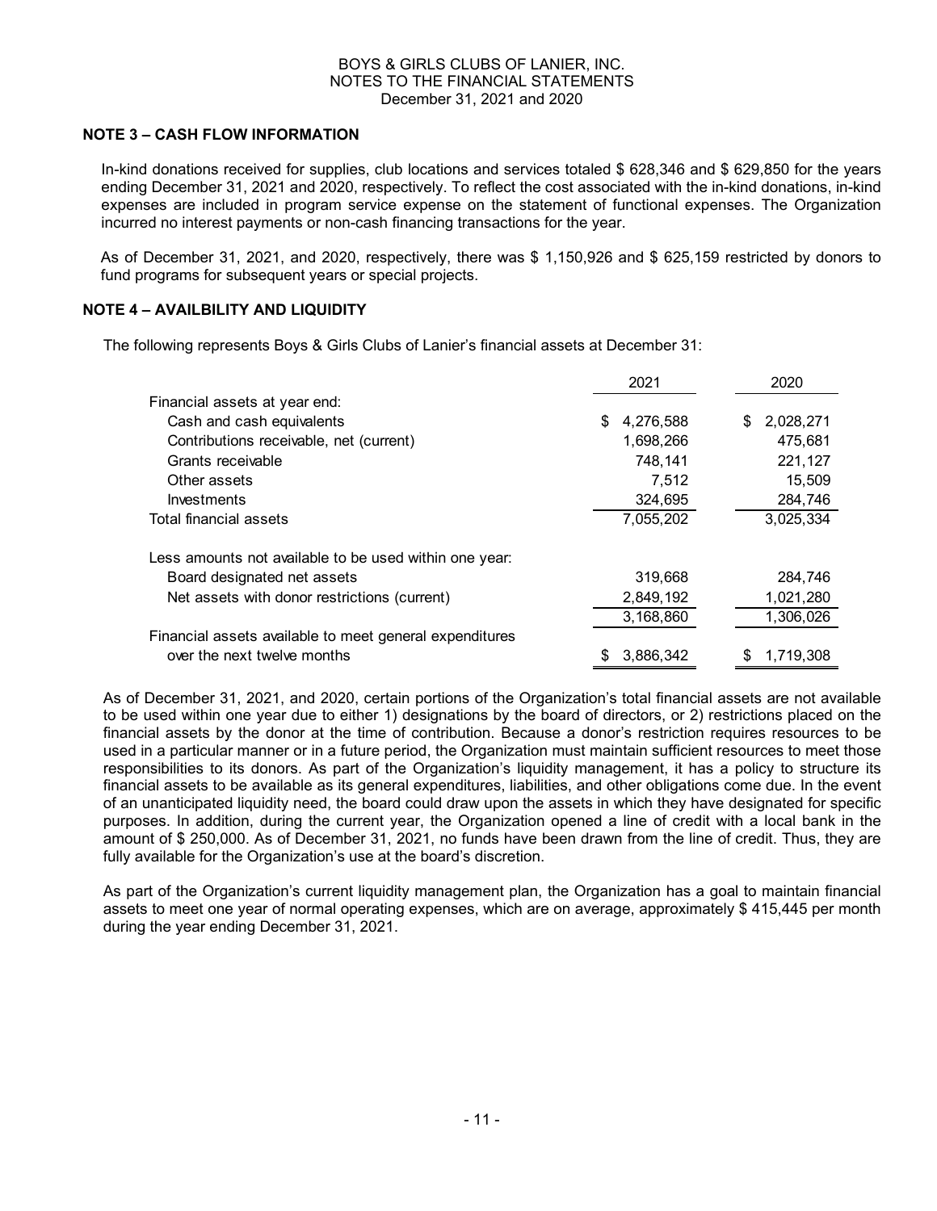## NOTE 3 – CASH FLOW INFORMATION

In-kind donations received for supplies, club locations and services totaled $ 628,346 and $ 629,850 for the years ending December 31, 2021 and 2020, respectively. To reflect the cost associated with the in-kind donations, in-kind expenses are included in program service expense on the statement of functional expenses. The Organization incurred no interest payments or non-cash financing transactions for the year.

As of December 31, 2021, and 2020, respectively, there was $ 1,150,926 and $ 625,159 restricted by donors to fund programs for subsequent years or special projects.

## NOTE 4 – AVAILBILITY AND LIQUIDITY

The following represents Boys & Girls Clubs of Lanier's financial assets at December 31:

| | 2021 | 2020 |
|---|---|---|
| Financial assets at year end: | | |
| Cash and cash equivalents | $ 4,276,588 | $ 2,028,271 |
| Contributions receivable, net (current) | 1,698,266 | 475,681 |
| Grants receivable | 748,141 | 221,127 |
| Other assets | 7,512 | 15,509 |
| Investments | 324,695 | 284,746 |
| Total financial assets | 7,055,202 | 3,025,334 |
| Less amounts not available to be used within one year: | | |
| Board designated net assets | 319,668 | 284,746 |
| Net assets with donor restrictions (current) | 2,849,192 | 1,021,280 |
| | 3,168,860 | 1,306,026 |
| Financial assets available to meet general expenditures over the next twelve months | $ 3,886,342 | $ 1,719,308 |

As of December 31, 2021, and 2020, certain portions of the Organization's total financial assets are not available to be used within one year due to either 1) designations by the board of directors, or 2) restrictions placed on the financial assets by the donor at the time of contribution. Because a donor's restriction requires resources to be used in a particular manner or in a future period, the Organization must maintain sufficient resources to meet those responsibilities to its donors. As part of the Organization's liquidity management, it has a policy to structure its financial assets to be available as its general expenditures, liabilities, and other obligations come due. In the event of an unanticipated liquidity need, the board could draw upon the assets in which they have designated for specific purposes. In addition, during the current year, the Organization opened a line of credit with a local bank in the amount of $ 250,000. As of December 31, 2021, no funds have been drawn from the line of credit. Thus, they are fully available for the Organization's use at the board's discretion.

As part of the Organization's current liquidity management plan, the Organization has a goal to maintain financial assets to meet one year of normal operating expenses, which are on average, approximately $ 415,445 per month during the year ending December 31, 2021.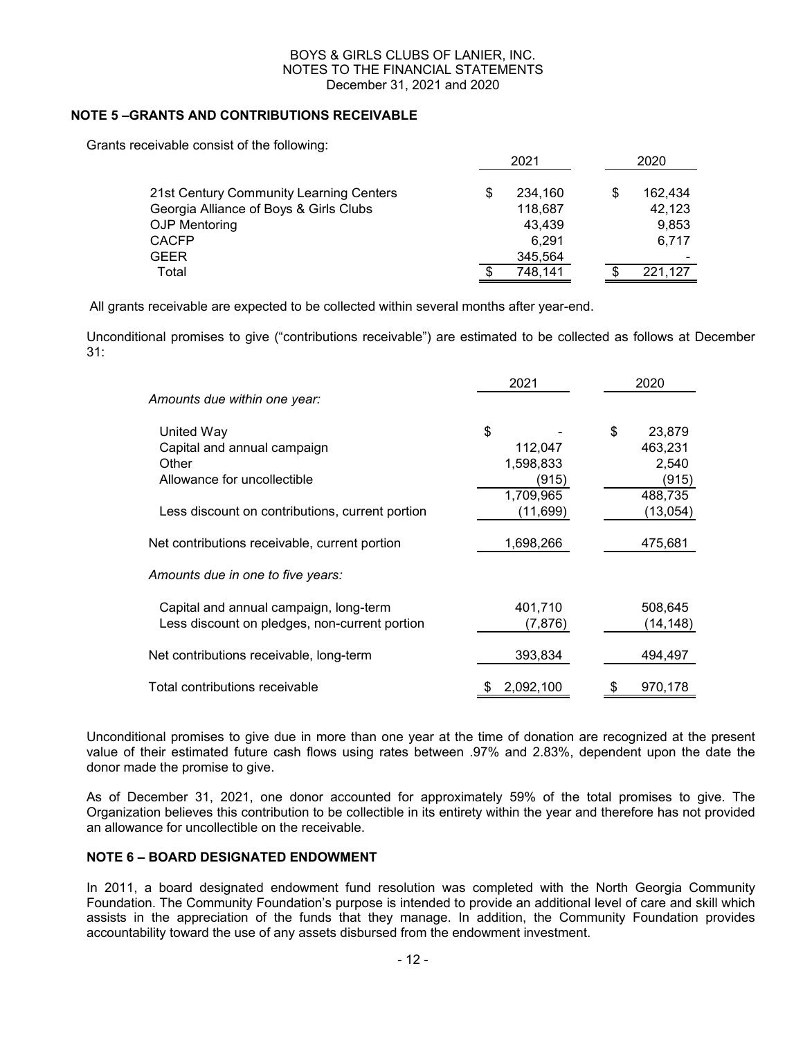## NOTE 5 –GRANTS AND CONTRIBUTIONS RECEIVABLE

Grants receivable consist of the following:

| | 2021 | 2020 |
|---|---|---|
| 21st Century Community Learning Centers | $ 234,160 | $ 162,434 |
| Georgia Alliance of Boys & Girls Clubs | 118,687 | 42,123 |
| OJP Mentoring | 43,439 | 9,853 |
| CACFP | 6,291 | 6,717 |
| GEER | 345,564 | - |
| Total | $ 748,141 | $ 221,127 |

All grants receivable are expected to be collected within several months after year-end.

Unconditional promises to give ("contributions receivable") are estimated to be collected as follows at December 31:

| | 2021 | 2020 |
|---|---|---|
| *Amounts due within one year:* | | |
| United Way | $ - | $ 23,879 |
| Capital and annual campaign | 112,047 | 463,231 |
| Other | 1,598,833 | 2,540 |
| Allowance for uncollectible | (915) | (915) |
| | 1,709,965 | 488,735 |
| Less discount on contributions, current portion | (11,699) | (13,054) |
| Net contributions receivable, current portion | 1,698,266 | 475,681 |
| *Amounts due in one to five years:* | | |
| Capital and annual campaign, long-term | 401,710 | 508,645 |
| Less discount on pledges, non-current portion | (7,876) | (14,148) |
| Net contributions receivable, long-term | 393,834 | 494,497 |
| Total contributions receivable | $ 2,092,100 | $ 970,178 |

Unconditional promises to give due in more than one year at the time of donation are recognized at the present value of their estimated future cash flows using rates between .97% and 2.83%, dependent upon the date the donor made the promise to give.

As of December 31, 2021, one donor accounted for approximately 59% of the total promises to give. The Organization believes this contribution to be collectible in its entirety within the year and therefore has not provided an allowance for uncollectible on the receivable.

## NOTE 6 – BOARD DESIGNATED ENDOWMENT

In 2011, a board designated endowment fund resolution was completed with the North Georgia Community Foundation. The Community Foundation's purpose is intended to provide an additional level of care and skill which assists in the appreciation of the funds that they manage. In addition, the Community Foundation provides accountability toward the use of any assets disbursed from the endowment investment.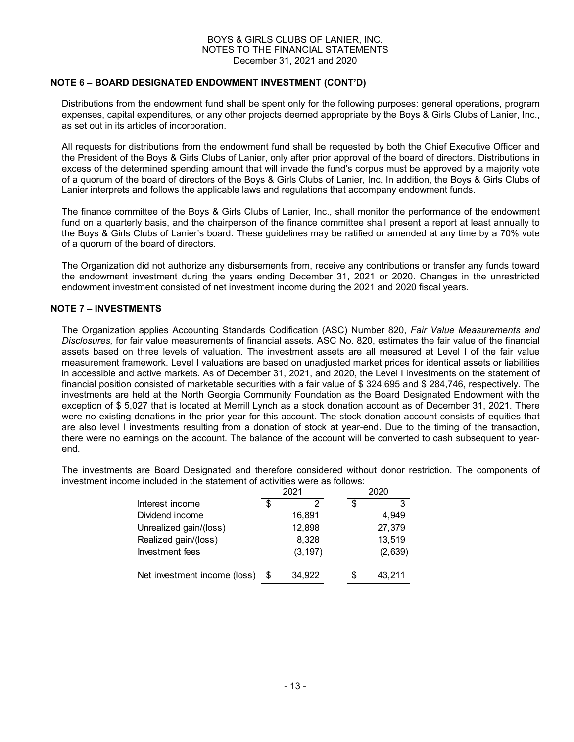## NOTE 6 – BOARD DESIGNATED ENDOWMENT INVESTMENT (CONT'D)

Distributions from the endowment fund shall be spent only for the following purposes: general operations, program expenses, capital expenditures, or any other projects deemed appropriate by the Boys & Girls Clubs of Lanier, Inc., as set out in its articles of incorporation.

All requests for distributions from the endowment fund shall be requested by both the Chief Executive Officer and the President of the Boys & Girls Clubs of Lanier, only after prior approval of the board of directors. Distributions in excess of the determined spending amount that will invade the fund's corpus must be approved by a majority vote of a quorum of the board of directors of the Boys & Girls Clubs of Lanier, Inc. In addition, the Boys & Girls Clubs of Lanier interprets and follows the applicable laws and regulations that accompany endowment funds.

The finance committee of the Boys & Girls Clubs of Lanier, Inc., shall monitor the performance of the endowment fund on a quarterly basis, and the chairperson of the finance committee shall present a report at least annually to the Boys & Girls Clubs of Lanier's board. These guidelines may be ratified or amended at any time by a 70% vote of a quorum of the board of directors.

The Organization did not authorize any disbursements from, receive any contributions or transfer any funds toward the endowment investment during the years ending December 31, 2021 or 2020. Changes in the unrestricted endowment investment consisted of net investment income during the 2021 and 2020 fiscal years.

## NOTE 7 – INVESTMENTS

The Organization applies Accounting Standards Codification (ASC) Number 820, *Fair Value Measurements and Disclosures,* for fair value measurements of financial assets. ASC No. 820, estimates the fair value of the financial assets based on three levels of valuation. The investment assets are all measured at Level I of the fair value measurement framework. Level I valuations are based on unadjusted market prices for identical assets or liabilities in accessible and active markets. As of December 31, 2021, and 2020, the Level I investments on the statement of financial position consisted of marketable securities with a fair value of $ 324,695 and $ 284,746, respectively. The investments are held at the North Georgia Community Foundation as the Board Designated Endowment with the exception of $ 5,027 that is located at Merrill Lynch as a stock donation account as of December 31, 2021. There were no existing donations in the prior year for this account. The stock donation account consists of equities that are also level I investments resulting from a donation of stock at year-end. Due to the timing of the transaction, there were no earnings on the account. The balance of the account will be converted to cash subsequent to year-end.

The investments are Board Designated and therefore considered without donor restriction. The components of investment income included in the statement of activities were as follows:

| | 2021 | 2020 |
|---|---|---|
| Interest income | $ 2 | $ 3 |
| Dividend income | 16,891 | 4,949 |
| Unrealized gain/(loss) | 12,898 | 27,379 |
| Realized gain/(loss) | 8,328 | 13,519 |
| Investment fees | (3,197) | (2,639) |
| Net investment income (loss) | $ 34,922 | $ 43,211 |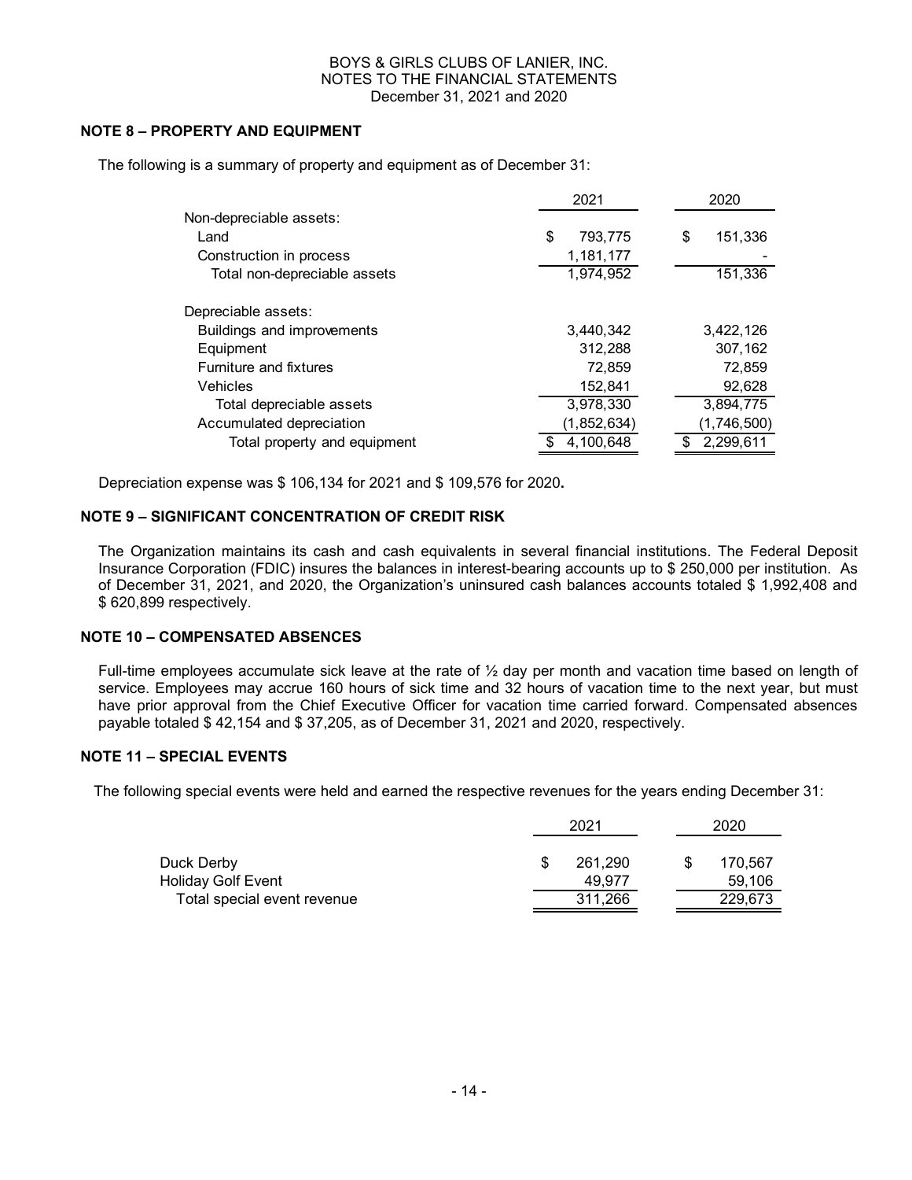BOYS & GIRLS CLUBS OF LANIER, INC.
NOTES TO THE FINANCIAL STATEMENTS
December 31, 2021 and 2020

## NOTE 8 – PROPERTY AND EQUIPMENT

The following is a summary of property and equipment as of December 31:

| | 2021 | 2020 |
|---|---|---|
| Non-depreciable assets: | | |
| Land | $ 793,775 | $ 151,336 |
| Construction in process | 1,181,177 | - |
| Total non-depreciable assets | 1,974,952 | 151,336 |
| Depreciable assets: | | |
| Buildings and improvements | 3,440,342 | 3,422,126 |
| Equipment | 312,288 | 307,162 |
| Furniture and fixtures | 72,859 | 72,859 |
| Vehicles | 152,841 | 92,628 |
| Total depreciable assets | 3,978,330 | 3,894,775 |
| Accumulated depreciation | (1,852,634) | (1,746,500) |
| Total property and equipment | $ 4,100,648 | $ 2,299,611 |

Depreciation expense was $ 106,134 for 2021 and $ 109,576 for 2020**.**

## NOTE 9 – SIGNIFICANT CONCENTRATION OF CREDIT RISK

The Organization maintains its cash and cash equivalents in several financial institutions. The Federal Deposit Insurance Corporation (FDIC) insures the balances in interest-bearing accounts up to $ 250,000 per institution. As of December 31, 2021, and 2020, the Organization's uninsured cash balances accounts totaled $ 1,992,408 and $ 620,899 respectively.

## NOTE 10 – COMPENSATED ABSENCES

Full-time employees accumulate sick leave at the rate of ½ day per month and vacation time based on length of service. Employees may accrue 160 hours of sick time and 32 hours of vacation time to the next year, but must have prior approval from the Chief Executive Officer for vacation time carried forward. Compensated absences payable totaled $ 42,154 and $ 37,205, as of December 31, 2021 and 2020, respectively.

## NOTE 11 – SPECIAL EVENTS

The following special events were held and earned the respective revenues for the years ending December 31:

| | 2021 | 2020 |
|---|---|---|
| Duck Derby | $ 261,290 | $ 170,567 |
| Holiday Golf Event | 49,977 | 59,106 |
| Total special event revenue | 311,266 | 229,673 |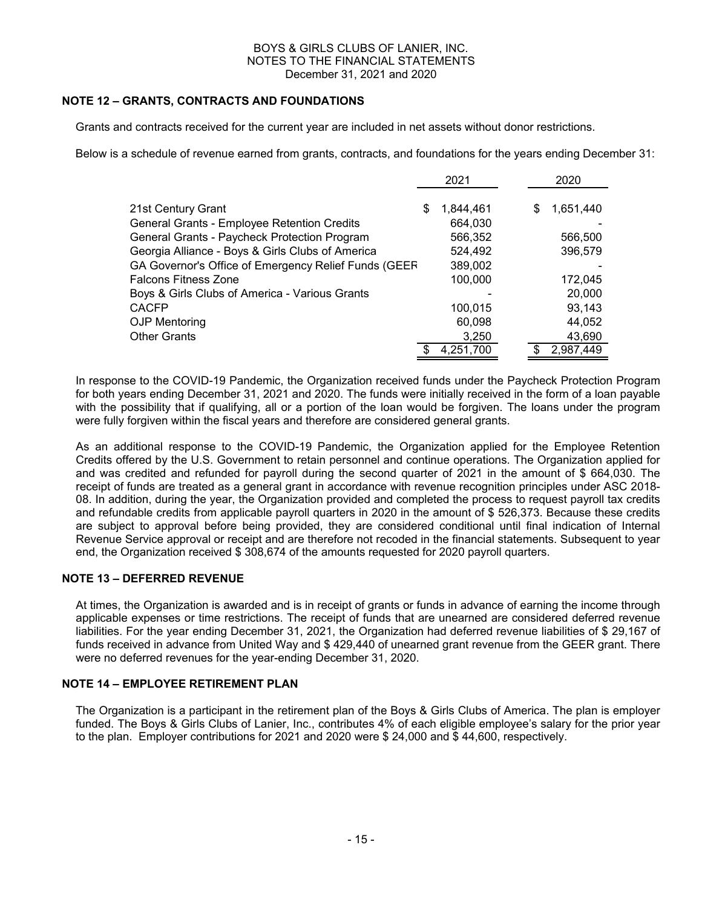BOYS & GIRLS CLUBS OF LANIER, INC.
NOTES TO THE FINANCIAL STATEMENTS
December 31, 2021 and 2020

## NOTE 12 – GRANTS, CONTRACTS AND FOUNDATIONS

Grants and contracts received for the current year are included in net assets without donor restrictions.

Below is a schedule of revenue earned from grants, contracts, and foundations for the years ending December 31:

| | 2021 | 2020 |
|---|---|---|
| 21st Century Grant | $ 1,844,461 | $ 1,651,440 |
| General Grants - Employee Retention Credits | 664,030 | - |
| General Grants - Paycheck Protection Program | 566,352 | 566,500 |
| Georgia Alliance - Boys & Girls Clubs of America | 524,492 | 396,579 |
| GA Governor's Office of Emergency Relief Funds (GEER | 389,002 | - |
| Falcons Fitness Zone | 100,000 | 172,045 |
| Boys & Girls Clubs of America - Various Grants | - | 20,000 |
| CACFP | 100,015 | 93,143 |
| OJP Mentoring | 60,098 | 44,052 |
| Other Grants | 3,250 | 43,690 |
| | $ 4,251,700 | $ 2,987,449 |

In response to the COVID-19 Pandemic, the Organization received funds under the Paycheck Protection Program for both years ending December 31, 2021 and 2020. The funds were initially received in the form of a loan payable with the possibility that if qualifying, all or a portion of the loan would be forgiven. The loans under the program were fully forgiven within the fiscal years and therefore are considered general grants.

As an additional response to the COVID-19 Pandemic, the Organization applied for the Employee Retention Credits offered by the U.S. Government to retain personnel and continue operations. The Organization applied for and was credited and refunded for payroll during the second quarter of 2021 in the amount of $ 664,030. The receipt of funds are treated as a general grant in accordance with revenue recognition principles under ASC 2018-08. In addition, during the year, the Organization provided and completed the process to request payroll tax credits and refundable credits from applicable payroll quarters in 2020 in the amount of $ 526,373. Because these credits are subject to approval before being provided, they are considered conditional until final indication of Internal Revenue Service approval or receipt and are therefore not recoded in the financial statements. Subsequent to year end, the Organization received $ 308,674 of the amounts requested for 2020 payroll quarters.

## NOTE 13 – DEFERRED REVENUE

At times, the Organization is awarded and is in receipt of grants or funds in advance of earning the income through applicable expenses or time restrictions. The receipt of funds that are unearned are considered deferred revenue liabilities. For the year ending December 31, 2021, the Organization had deferred revenue liabilities of $ 29,167 of funds received in advance from United Way and $ 429,440 of unearned grant revenue from the GEER grant. There were no deferred revenues for the year-ending December 31, 2020.

## NOTE 14 – EMPLOYEE RETIREMENT PLAN

The Organization is a participant in the retirement plan of the Boys & Girls Clubs of America. The plan is employer funded. The Boys & Girls Clubs of Lanier, Inc., contributes 4% of each eligible employee's salary for the prior year to the plan. Employer contributions for 2021 and 2020 were $ 24,000 and $ 44,600, respectively.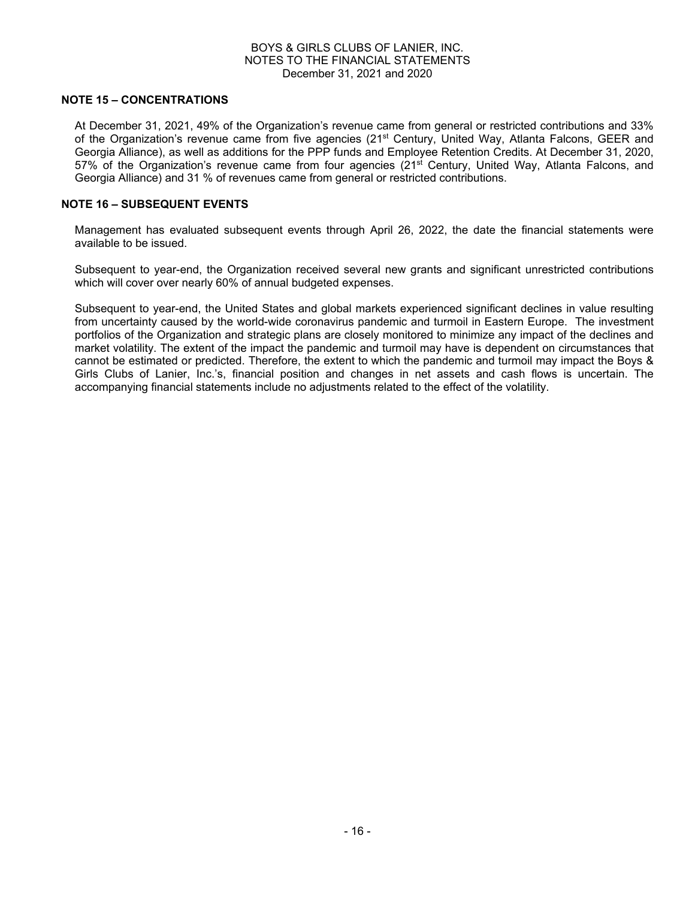## NOTE 15 – CONCENTRATIONS

At December 31, 2021, 49% of the Organization's revenue came from general or restricted contributions and 33% of the Organization's revenue came from five agencies (21st Century, United Way, Atlanta Falcons, GEER and Georgia Alliance), as well as additions for the PPP funds and Employee Retention Credits. At December 31, 2020, 57% of the Organization's revenue came from four agencies (21st Century, United Way, Atlanta Falcons, and Georgia Alliance) and 31 % of revenues came from general or restricted contributions.

## NOTE 16 – SUBSEQUENT EVENTS

Management has evaluated subsequent events through April 26, 2022, the date the financial statements were available to be issued.

Subsequent to year-end, the Organization received several new grants and significant unrestricted contributions which will cover over nearly 60% of annual budgeted expenses.

Subsequent to year-end, the United States and global markets experienced significant declines in value resulting from uncertainty caused by the world-wide coronavirus pandemic and turmoil in Eastern Europe. The investment portfolios of the Organization and strategic plans are closely monitored to minimize any impact of the declines and market volatility. The extent of the impact the pandemic and turmoil may have is dependent on circumstances that cannot be estimated or predicted. Therefore, the extent to which the pandemic and turmoil may impact the Boys & Girls Clubs of Lanier, Inc.'s, financial position and changes in net assets and cash flows is uncertain. The accompanying financial statements include no adjustments related to the effect of the volatility.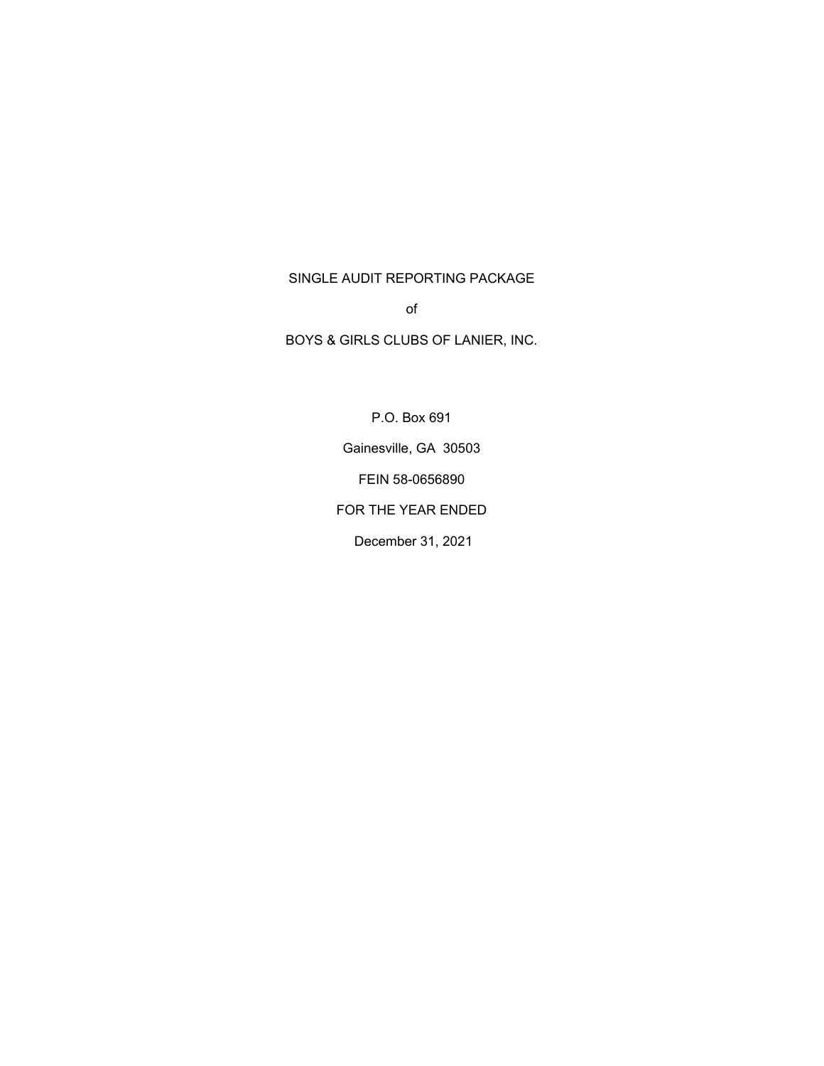SINGLE AUDIT REPORTING PACKAGE

of

BOYS & GIRLS CLUBS OF LANIER, INC.

P.O. Box 691

Gainesville, GA 30503

FEIN 58-0656890

FOR THE YEAR ENDED

December 31, 2021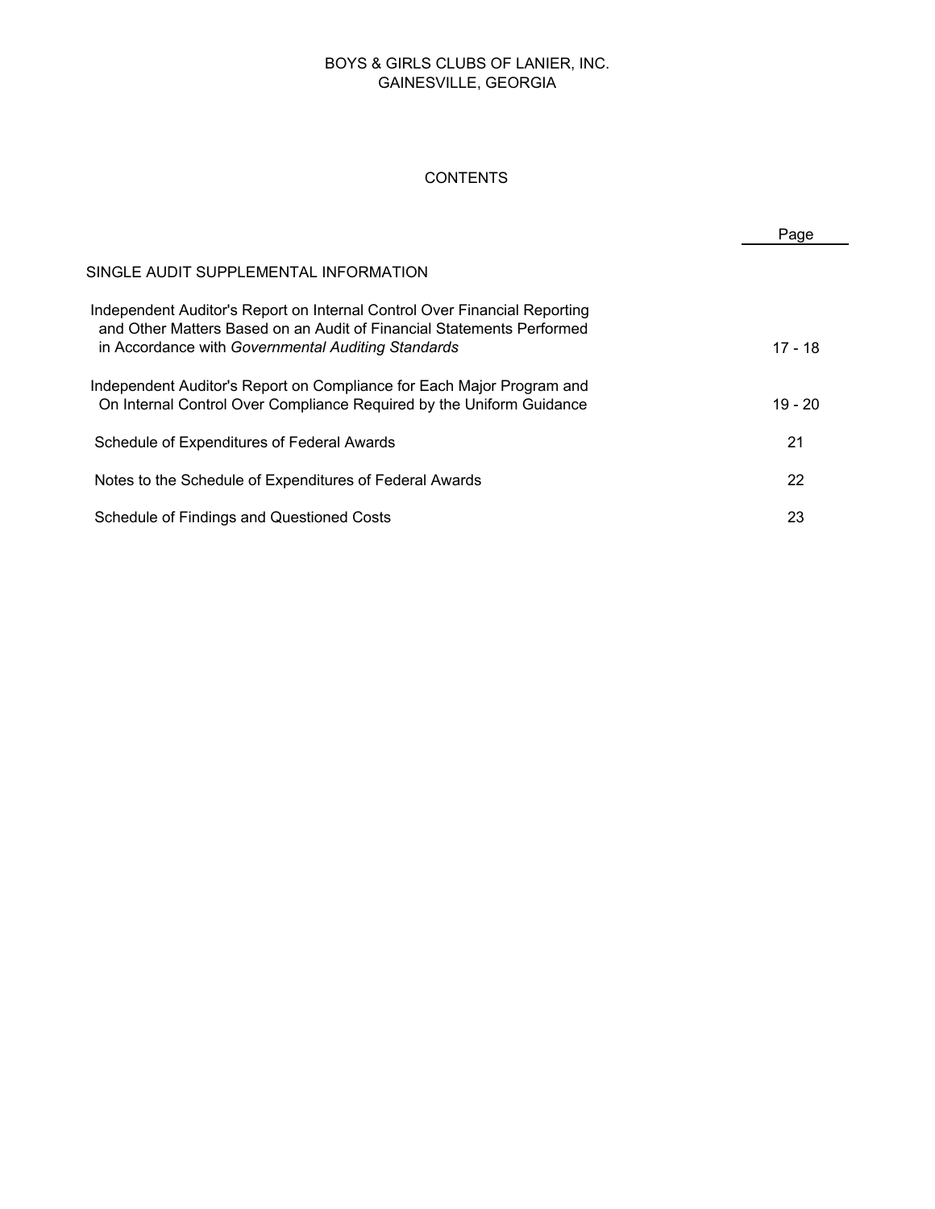BOYS & GIRLS CLUBS OF LANIER, INC.
GAINESVILLE, GEORGIA

CONTENTS

| | Page |
|---|---|
| SINGLE AUDIT SUPPLEMENTAL INFORMATION | |
| Independent Auditor's Report on Internal Control Over Financial Reporting and Other Matters Based on an Audit of Financial Statements Performed in Accordance with *Governmental Auditing Standards* | 17 - 18 |
| Independent Auditor's Report on Compliance for Each Major Program and On Internal Control Over Compliance Required by the Uniform Guidance | 19 - 20 |
| Schedule of Expenditures of Federal Awards | 21 |
| Notes to the Schedule of Expenditures of Federal Awards | 22 |
| Schedule of Findings and Questioned Costs | 23 |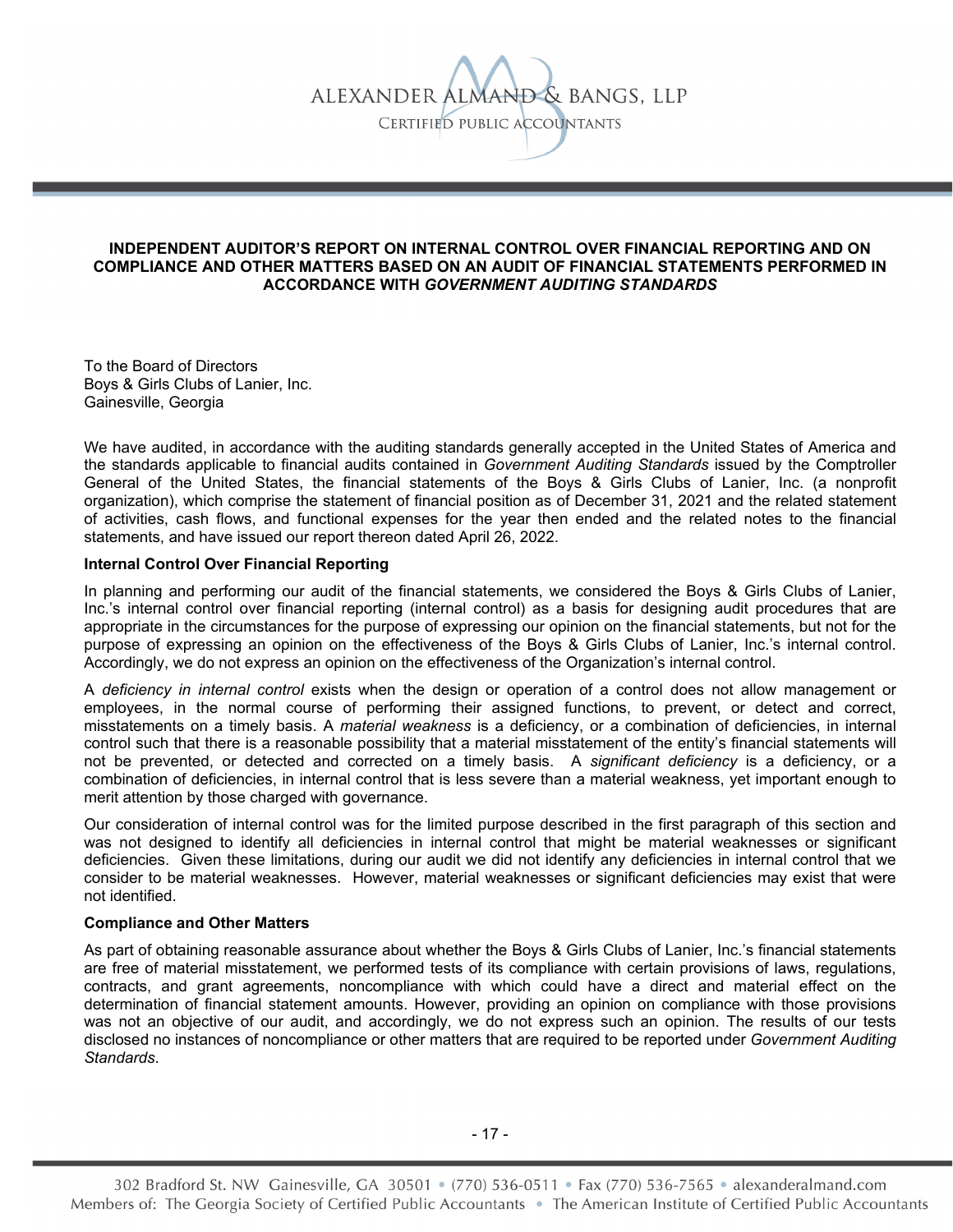ALEXANDER ALMAND & BANGS, LLP
CERTIFIED PUBLIC ACCOUNTANTS

**INDEPENDENT AUDITOR'S REPORT ON INTERNAL CONTROL OVER FINANCIAL REPORTING AND ON COMPLIANCE AND OTHER MATTERS BASED ON AN AUDIT OF FINANCIAL STATEMENTS PERFORMED IN ACCORDANCE WITH *GOVERNMENT AUDITING STANDARDS***

To the Board of Directors
Boys & Girls Clubs of Lanier, Inc.
Gainesville, Georgia

We have audited, in accordance with the auditing standards generally accepted in the United States of America and the standards applicable to financial audits contained in *Government Auditing Standards* issued by the Comptroller General of the United States, the financial statements of the Boys & Girls Clubs of Lanier, Inc. (a nonprofit organization), which comprise the statement of financial position as of December 31, 2021 and the related statement of activities, cash flows, and functional expenses for the year then ended and the related notes to the financial statements, and have issued our report thereon dated April 26, 2022.

**Internal Control Over Financial Reporting**

In planning and performing our audit of the financial statements, we considered the Boys & Girls Clubs of Lanier, Inc.'s internal control over financial reporting (internal control) as a basis for designing audit procedures that are appropriate in the circumstances for the purpose of expressing our opinion on the financial statements, but not for the purpose of expressing an opinion on the effectiveness of the Boys & Girls Clubs of Lanier, Inc.'s internal control. Accordingly, we do not express an opinion on the effectiveness of the Organization's internal control.

A *deficiency in internal control* exists when the design or operation of a control does not allow management or employees, in the normal course of performing their assigned functions, to prevent, or detect and correct, misstatements on a timely basis. A *material weakness* is a deficiency, or a combination of deficiencies, in internal control such that there is a reasonable possibility that a material misstatement of the entity's financial statements will not be prevented, or detected and corrected on a timely basis. A *significant deficiency* is a deficiency, or a combination of deficiencies, in internal control that is less severe than a material weakness, yet important enough to merit attention by those charged with governance.

Our consideration of internal control was for the limited purpose described in the first paragraph of this section and was not designed to identify all deficiencies in internal control that might be material weaknesses or significant deficiencies. Given these limitations, during our audit we did not identify any deficiencies in internal control that we consider to be material weaknesses. However, material weaknesses or significant deficiencies may exist that were not identified.

**Compliance and Other Matters**

As part of obtaining reasonable assurance about whether the Boys & Girls Clubs of Lanier, Inc.'s financial statements are free of material misstatement, we performed tests of its compliance with certain provisions of laws, regulations, contracts, and grant agreements, noncompliance with which could have a direct and material effect on the determination of financial statement amounts. However, providing an opinion on compliance with those provisions was not an objective of our audit, and accordingly, we do not express such an opinion. The results of our tests disclosed no instances of noncompliance or other matters that are required to be reported under *Government Auditing Standards*.

302 Bradford St. NW Gainesville, GA 30501 • (770) 536-0511 • Fax (770) 536-7565 • alexanderalmand.com
Members of: The Georgia Society of Certified Public Accountants • The American Institute of Certified Public Accountants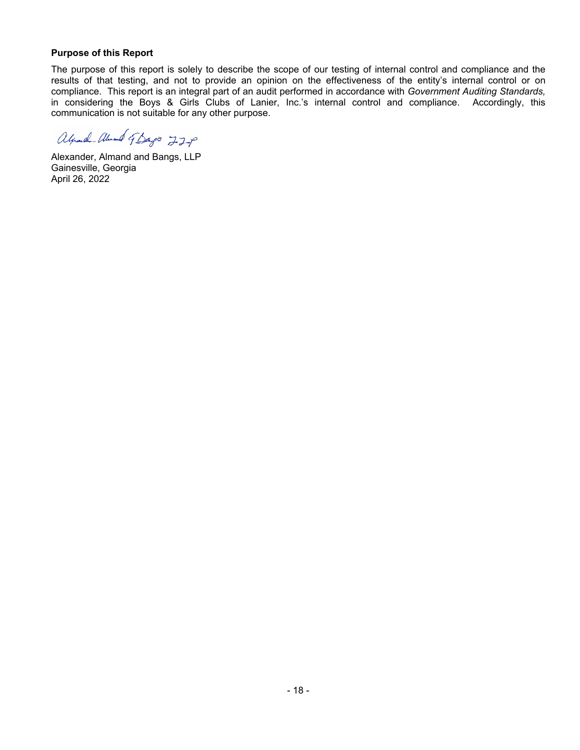**Purpose of this Report**

The purpose of this report is solely to describe the scope of our testing of internal control and compliance and the results of that testing, and not to provide an opinion on the effectiveness of the entity's internal control or on compliance. This report is an integral part of an audit performed in accordance with *Government Auditing Standards,* in considering the Boys & Girls Clubs of Lanier, Inc.'s internal control and compliance. Accordingly, this communication is not suitable for any other purpose.

Alexander, Almand and Bangs, LLP
Gainesville, Georgia
April 26, 2022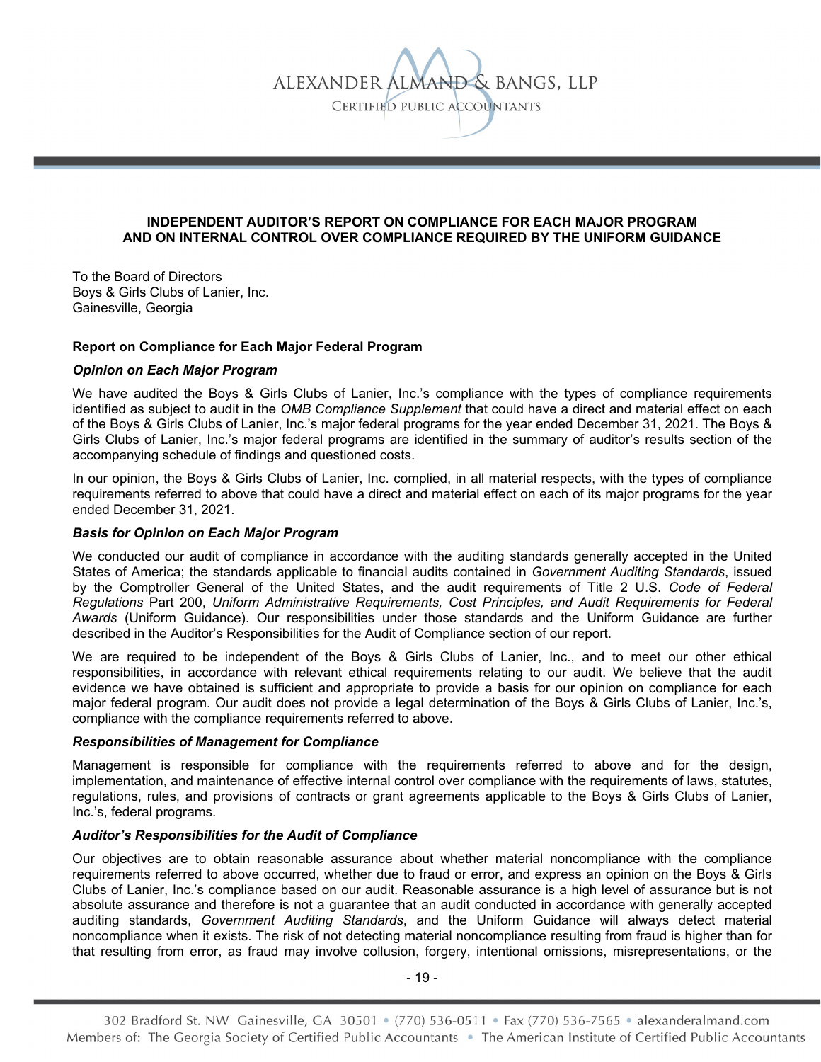# INDEPENDENT AUDITOR'S REPORT ON COMPLIANCE FOR EACH MAJOR PROGRAM AND ON INTERNAL CONTROL OVER COMPLIANCE REQUIRED BY THE UNIFORM GUIDANCE

To the Board of Directors
Boys & Girls Clubs of Lanier, Inc.
Gainesville, Georgia

## Report on Compliance for Each Major Federal Program

### *Opinion on Each Major Program*

We have audited the Boys & Girls Clubs of Lanier, Inc.'s compliance with the types of compliance requirements identified as subject to audit in the *OMB Compliance Supplement* that could have a direct and material effect on each of the Boys & Girls Clubs of Lanier, Inc.'s major federal programs for the year ended December 31, 2021. The Boys & Girls Clubs of Lanier, Inc.'s major federal programs are identified in the summary of auditor's results section of the accompanying schedule of findings and questioned costs.

In our opinion, the Boys & Girls Clubs of Lanier, Inc. complied, in all material respects, with the types of compliance requirements referred to above that could have a direct and material effect on each of its major programs for the year ended December 31, 2021.

### *Basis for Opinion on Each Major Program*

We conducted our audit of compliance in accordance with the auditing standards generally accepted in the United States of America; the standards applicable to financial audits contained in *Government Auditing Standards*, issued by the Comptroller General of the United States, and the audit requirements of Title 2 U.S. *Code of Federal Regulations* Part 200, *Uniform Administrative Requirements, Cost Principles, and Audit Requirements for Federal Awards* (Uniform Guidance). Our responsibilities under those standards and the Uniform Guidance are further described in the Auditor's Responsibilities for the Audit of Compliance section of our report.

We are required to be independent of the Boys & Girls Clubs of Lanier, Inc., and to meet our other ethical responsibilities, in accordance with relevant ethical requirements relating to our audit. We believe that the audit evidence we have obtained is sufficient and appropriate to provide a basis for our opinion on compliance for each major federal program. Our audit does not provide a legal determination of the Boys & Girls Clubs of Lanier, Inc.'s, compliance with the compliance requirements referred to above.

### *Responsibilities of Management for Compliance*

Management is responsible for compliance with the requirements referred to above and for the design, implementation, and maintenance of effective internal control over compliance with the requirements of laws, statutes, regulations, rules, and provisions of contracts or grant agreements applicable to the Boys & Girls Clubs of Lanier, Inc.'s, federal programs.

### *Auditor's Responsibilities for the Audit of Compliance*

Our objectives are to obtain reasonable assurance about whether material noncompliance with the compliance requirements referred to above occurred, whether due to fraud or error, and express an opinion on the Boys & Girls Clubs of Lanier, Inc.'s compliance based on our audit. Reasonable assurance is a high level of assurance but is not absolute assurance and therefore is not a guarantee that an audit conducted in accordance with generally accepted auditing standards, *Government Auditing Standards*, and the Uniform Guidance will always detect material noncompliance when it exists. The risk of not detecting material noncompliance resulting from fraud is higher than for that resulting from error, as fraud may involve collusion, forgery, intentional omissions, misrepresentations, or the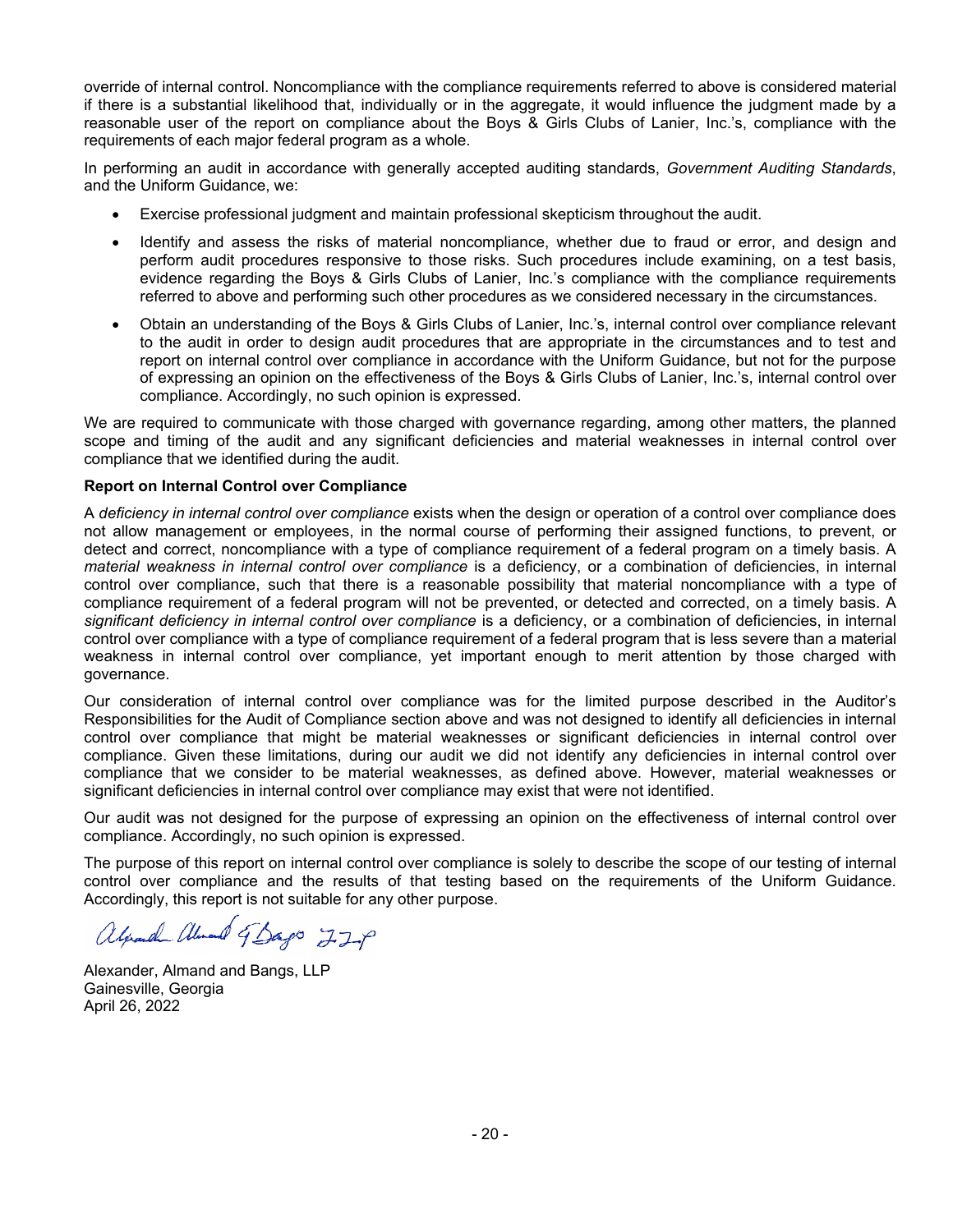override of internal control. Noncompliance with the compliance requirements referred to above is considered material if there is a substantial likelihood that, individually or in the aggregate, it would influence the judgment made by a reasonable user of the report on compliance about the Boys & Girls Clubs of Lanier, Inc.'s, compliance with the requirements of each major federal program as a whole.

In performing an audit in accordance with generally accepted auditing standards, *Government Auditing Standards*, and the Uniform Guidance, we:

- Exercise professional judgment and maintain professional skepticism throughout the audit.
- Identify and assess the risks of material noncompliance, whether due to fraud or error, and design and perform audit procedures responsive to those risks. Such procedures include examining, on a test basis, evidence regarding the Boys & Girls Clubs of Lanier, Inc.'s compliance with the compliance requirements referred to above and performing such other procedures as we considered necessary in the circumstances.
- Obtain an understanding of the Boys & Girls Clubs of Lanier, Inc.'s, internal control over compliance relevant to the audit in order to design audit procedures that are appropriate in the circumstances and to test and report on internal control over compliance in accordance with the Uniform Guidance, but not for the purpose of expressing an opinion on the effectiveness of the Boys & Girls Clubs of Lanier, Inc.'s, internal control over compliance. Accordingly, no such opinion is expressed.

We are required to communicate with those charged with governance regarding, among other matters, the planned scope and timing of the audit and any significant deficiencies and material weaknesses in internal control over compliance that we identified during the audit.

**Report on Internal Control over Compliance**

A *deficiency in internal control over compliance* exists when the design or operation of a control over compliance does not allow management or employees, in the normal course of performing their assigned functions, to prevent, or detect and correct, noncompliance with a type of compliance requirement of a federal program on a timely basis. A *material weakness in internal control over compliance* is a deficiency, or a combination of deficiencies, in internal control over compliance, such that there is a reasonable possibility that material noncompliance with a type of compliance requirement of a federal program will not be prevented, or detected and corrected, on a timely basis. A *significant deficiency in internal control over compliance* is a deficiency, or a combination of deficiencies, in internal control over compliance with a type of compliance requirement of a federal program that is less severe than a material weakness in internal control over compliance, yet important enough to merit attention by those charged with governance.

Our consideration of internal control over compliance was for the limited purpose described in the Auditor's Responsibilities for the Audit of Compliance section above and was not designed to identify all deficiencies in internal control over compliance that might be material weaknesses or significant deficiencies in internal control over compliance. Given these limitations, during our audit we did not identify any deficiencies in internal control over compliance that we consider to be material weaknesses, as defined above. However, material weaknesses or significant deficiencies in internal control over compliance may exist that were not identified.

Our audit was not designed for the purpose of expressing an opinion on the effectiveness of internal control over compliance. Accordingly, no such opinion is expressed.

The purpose of this report on internal control over compliance is solely to describe the scope of our testing of internal control over compliance and the results of that testing based on the requirements of the Uniform Guidance. Accordingly, this report is not suitable for any other purpose.

Alexander, Almand and Bangs, LLP
Gainesville, Georgia
April 26, 2022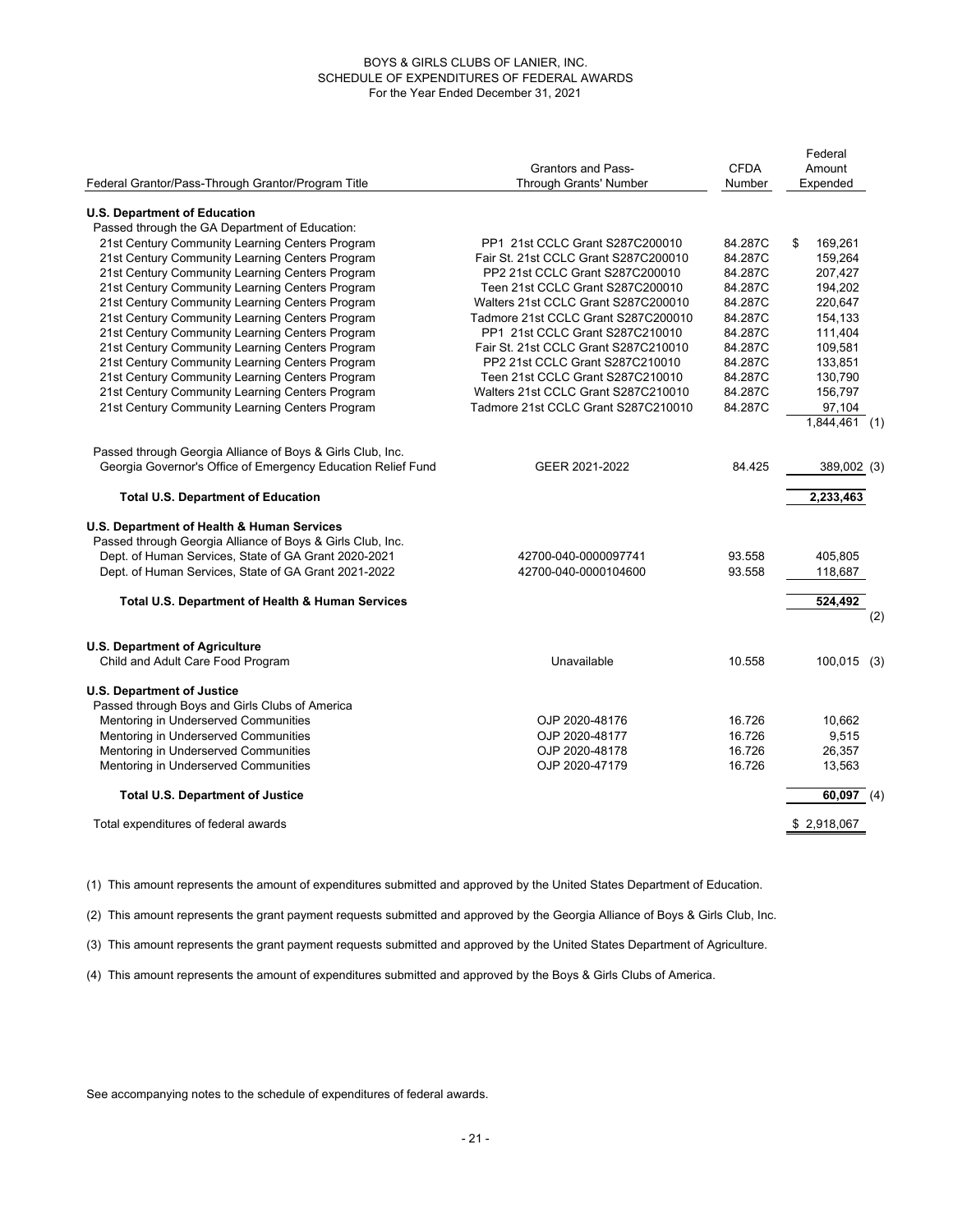BOYS & GIRLS CLUBS OF LANIER, INC.
SCHEDULE OF EXPENDITURES OF FEDERAL AWARDS
For the Year Ended December 31, 2021

| Federal Grantor/Pass-Through Grantor/Program Title | Grantors and Pass-Through Grants' Number | CFDA Number | Federal Amount Expended | |
|---|---|---|---|---|
| **U.S. Department of Education** | | | | |
| Passed through the GA Department of Education: | | | | |
| 21st Century Community Learning Centers Program | PP1 21st CCLC Grant S287C200010 | 84.287C | $ 169,261 | |
| 21st Century Community Learning Centers Program | Fair St. 21st CCLC Grant S287C200010 | 84.287C | 159,264 | |
| 21st Century Community Learning Centers Program | PP2 21st CCLC Grant S287C200010 | 84.287C | 207,427 | |
| 21st Century Community Learning Centers Program | Teen 21st CCLC Grant S287C200010 | 84.287C | 194,202 | |
| 21st Century Community Learning Centers Program | Walters 21st CCLC Grant S287C200010 | 84.287C | 220,647 | |
| 21st Century Community Learning Centers Program | Tadmore 21st CCLC Grant S287C200010 | 84.287C | 154,133 | |
| 21st Century Community Learning Centers Program | PP1 21st CCLC Grant S287C210010 | 84.287C | 111,404 | |
| 21st Century Community Learning Centers Program | Fair St. 21st CCLC Grant S287C210010 | 84.287C | 109,581 | |
| 21st Century Community Learning Centers Program | PP2 21st CCLC Grant S287C210010 | 84.287C | 133,851 | |
| 21st Century Community Learning Centers Program | Teen 21st CCLC Grant S287C210010 | 84.287C | 130,790 | |
| 21st Century Community Learning Centers Program | Walters 21st CCLC Grant S287C210010 | 84.287C | 156,797 | |
| 21st Century Community Learning Centers Program | Tadmore 21st CCLC Grant S287C210010 | 84.287C | 97,104 | |
| | | | 1,844,461 | (1) |
| Passed through Georgia Alliance of Boys & Girls Club, Inc. | | | | |
| Georgia Governor's Office of Emergency Education Relief Fund | GEER 2021-2022 | 84.425 | 389,002 | (3) |
| **Total U.S. Department of Education** | | | **2,233,463** | |
| **U.S. Department of Health & Human Services** | | | | |
| Passed through Georgia Alliance of Boys & Girls Club, Inc. | | | | |
| Dept. of Human Services, State of GA Grant 2020-2021 | 42700-040-0000097741 | 93.558 | 405,805 | |
| Dept. of Human Services, State of GA Grant 2021-2022 | 42700-040-0000104600 | 93.558 | 118,687 | |
| **Total U.S. Department of Health & Human Services** | | | **524,492** | (2) |
| **U.S. Department of Agriculture** | | | | |
| Child and Adult Care Food Program | Unavailable | 10.558 | 100,015 | (3) |
| **U.S. Department of Justice** | | | | |
| Passed through Boys and Girls Clubs of America | | | | |
| Mentoring in Underserved Communities | OJP 2020-48176 | 16.726 | 10,662 | |
| Mentoring in Underserved Communities | OJP 2020-48177 | 16.726 | 9,515 | |
| Mentoring in Underserved Communities | OJP 2020-48178 | 16.726 | 26,357 | |
| Mentoring in Underserved Communities | OJP 2020-47179 | 16.726 | 13,563 | |
| **Total U.S. Department of Justice** | | | **60,097** | (4) |
| Total expenditures of federal awards | | | $ 2,918,067 | |

(1) This amount represents the amount of expenditures submitted and approved by the United States Department of Education.

(2) This amount represents the grant payment requests submitted and approved by the Georgia Alliance of Boys & Girls Club, Inc.

(3) This amount represents the grant payment requests submitted and approved by the United States Department of Agriculture.

(4) This amount represents the amount of expenditures submitted and approved by the Boys & Girls Clubs of America.

See accompanying notes to the schedule of expenditures of federal awards.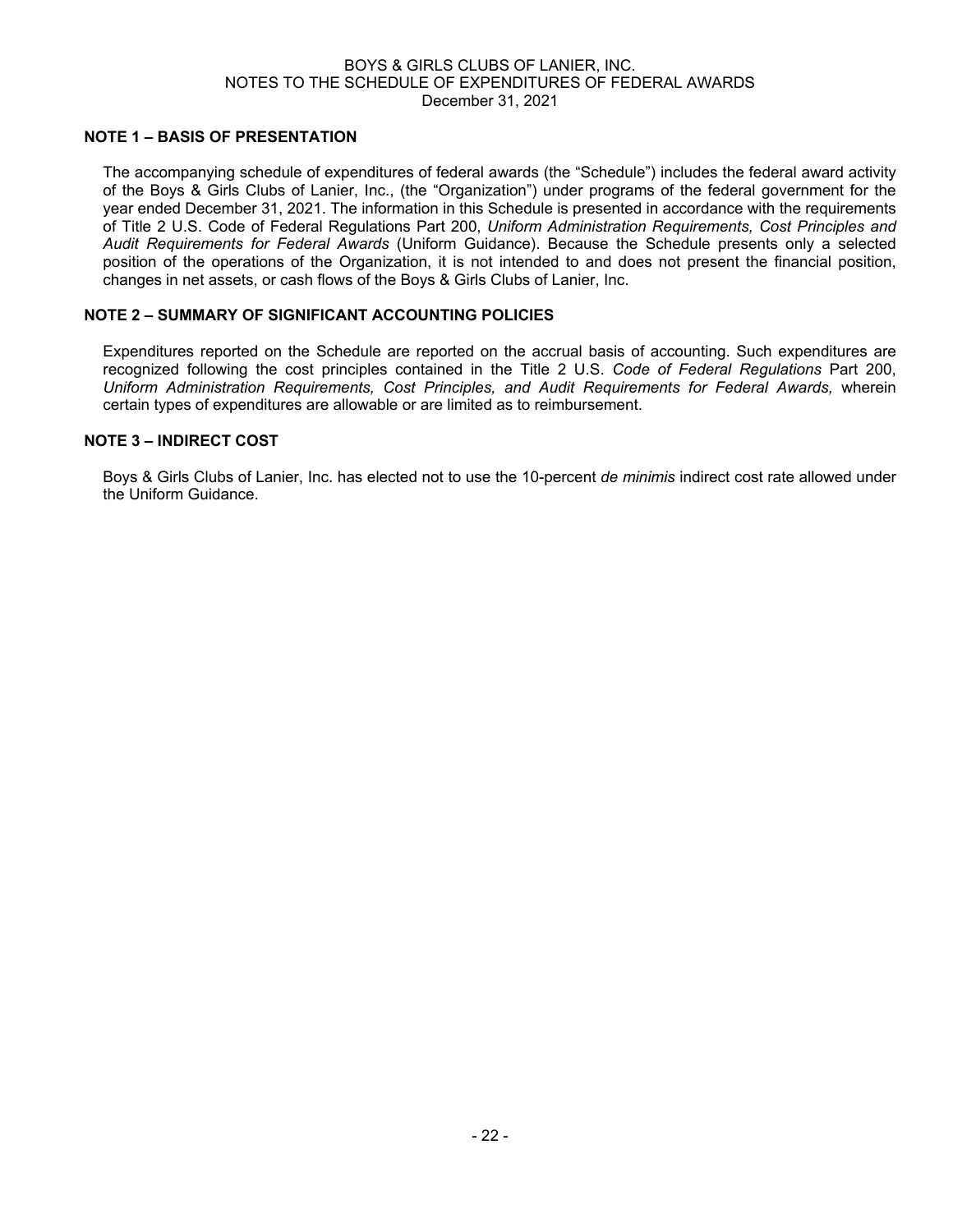# BOYS & GIRLS CLUBS OF LANIER, INC.
## NOTES TO THE SCHEDULE OF EXPENDITURES OF FEDERAL AWARDS
December 31, 2021

### NOTE 1 – BASIS OF PRESENTATION

The accompanying schedule of expenditures of federal awards (the "Schedule") includes the federal award activity of the Boys & Girls Clubs of Lanier, Inc., (the "Organization") under programs of the federal government for the year ended December 31, 2021. The information in this Schedule is presented in accordance with the requirements of Title 2 U.S. Code of Federal Regulations Part 200, *Uniform Administration Requirements, Cost Principles and Audit Requirements for Federal Awards* (Uniform Guidance). Because the Schedule presents only a selected position of the operations of the Organization, it is not intended to and does not present the financial position, changes in net assets, or cash flows of the Boys & Girls Clubs of Lanier, Inc.

### NOTE 2 – SUMMARY OF SIGNIFICANT ACCOUNTING POLICIES

Expenditures reported on the Schedule are reported on the accrual basis of accounting. Such expenditures are recognized following the cost principles contained in the Title 2 U.S. *Code of Federal Regulations* Part 200, *Uniform Administration Requirements, Cost Principles, and Audit Requirements for Federal Awards,* wherein certain types of expenditures are allowable or are limited as to reimbursement.

### NOTE 3 – INDIRECT COST

Boys & Girls Clubs of Lanier, Inc. has elected not to use the 10-percent *de minimis* indirect cost rate allowed under the Uniform Guidance.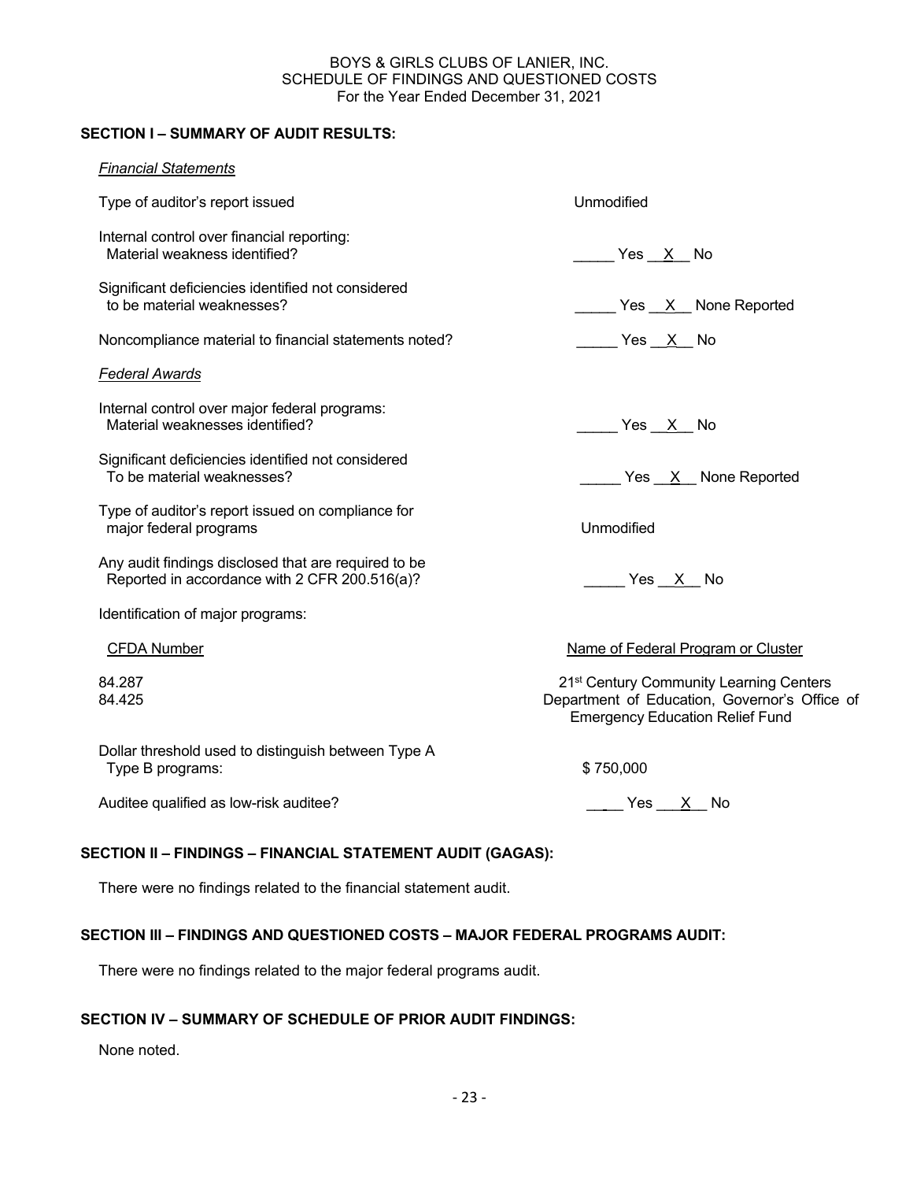BOYS & GIRLS CLUBS OF LANIER, INC.
SCHEDULE OF FINDINGS AND QUESTIONED COSTS
For the Year Ended December 31, 2021

## SECTION I – SUMMARY OF AUDIT RESULTS:

*Financial Statements*

| | |
|---|---|
| Type of auditor's report issued | Unmodified |
| Internal control over financial reporting: Material weakness identified? | _____ Yes __X__ No |
| Significant deficiencies identified not considered to be material weaknesses? | _____ Yes __X__ None Reported |
| Noncompliance material to financial statements noted? | _____ Yes __X__ No |

*Federal Awards*

| | |
|---|---|
| Internal control over major federal programs: Material weaknesses identified? | _____ Yes __X__ No |
| Significant deficiencies identified not considered To be material weaknesses? | _____ Yes __X__ None Reported |
| Type of auditor's report issued on compliance for major federal programs | Unmodified |
| Any audit findings disclosed that are required to be Reported in accordance with 2 CFR 200.516(a)? | _____ Yes __X__ No |

Identification of major programs:

| CFDA Number | Name of Federal Program or Cluster |
|---|---|
| 84.287 | 21st Century Community Learning Centers |
| 84.425 | Department of Education, Governor's Office of Emergency Education Relief Fund |

| | |
|---|---|
| Dollar threshold used to distinguish between Type A Type B programs: | $ 750,000 |
| Auditee qualified as low-risk auditee? | _____ Yes __X__ No |

## SECTION II – FINDINGS – FINANCIAL STATEMENT AUDIT (GAGAS):

There were no findings related to the financial statement audit.

## SECTION III – FINDINGS AND QUESTIONED COSTS – MAJOR FEDERAL PROGRAMS AUDIT:

There were no findings related to the major federal programs audit.

## SECTION IV – SUMMARY OF SCHEDULE OF PRIOR AUDIT FINDINGS:

None noted.